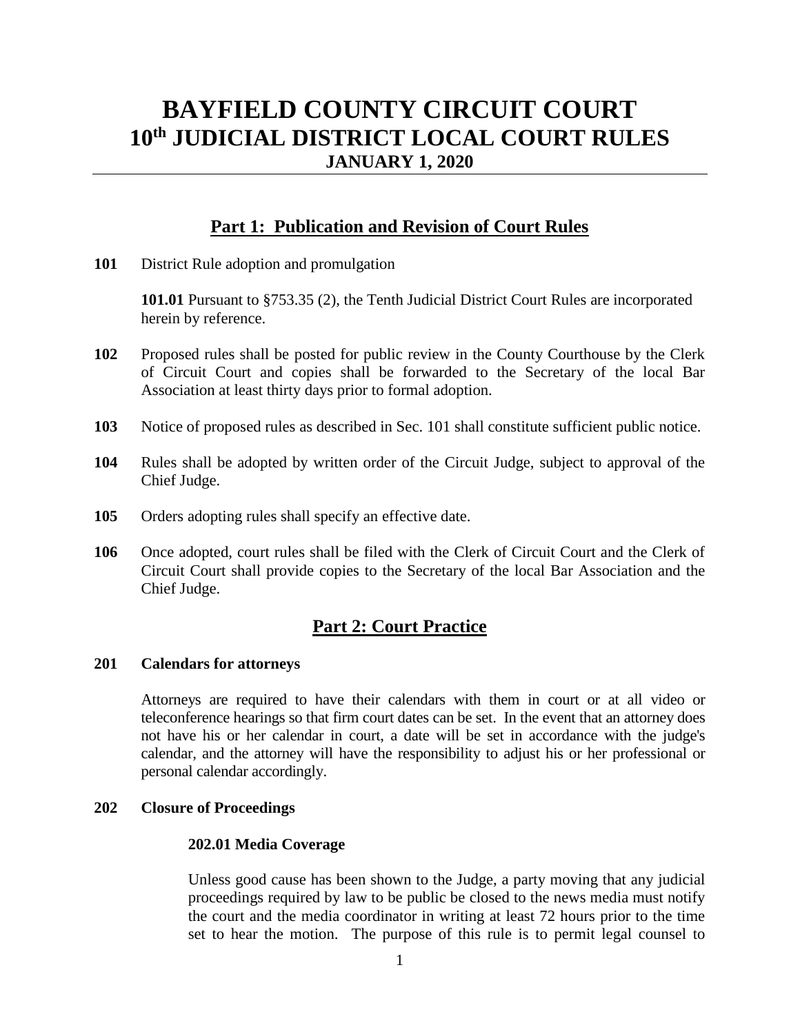# BAYFIELD COUNTY CIRCUIT COURT
# 10th JUDICIAL DISTRICT LOCAL COURT RULES
### JANUARY 1, 2020

---

## Part 1: Publication and Revision of Court Rules

**101** District Rule adoption and promulgation

**101.01** Pursuant to §753.35 (2), the Tenth Judicial District Court Rules are incorporated herein by reference.

**102** Proposed rules shall be posted for public review in the County Courthouse by the Clerk of Circuit Court and copies shall be forwarded to the Secretary of the local Bar Association at least thirty days prior to formal adoption.

**103** Notice of proposed rules as described in Sec. 101 shall constitute sufficient public notice.

**104** Rules shall be adopted by written order of the Circuit Judge, subject to approval of the Chief Judge.

**105** Orders adopting rules shall specify an effective date.

**106** Once adopted, court rules shall be filed with the Clerk of Circuit Court and the Clerk of Circuit Court shall provide copies to the Secretary of the local Bar Association and the Chief Judge.

## Part 2: Court Practice

**201 Calendars for attorneys**

Attorneys are required to have their calendars with them in court or at all video or teleconference hearings so that firm court dates can be set. In the event that an attorney does not have his or her calendar in court, a date will be set in accordance with the judge's calendar, and the attorney will have the responsibility to adjust his or her professional or personal calendar accordingly.

**202 Closure of Proceedings**

**202.01 Media Coverage**

Unless good cause has been shown to the Judge, a party moving that any judicial proceedings required by law to be public be closed to the news media must notify the court and the media coordinator in writing at least 72 hours prior to the time set to hear the motion. The purpose of this rule is to permit legal counsel to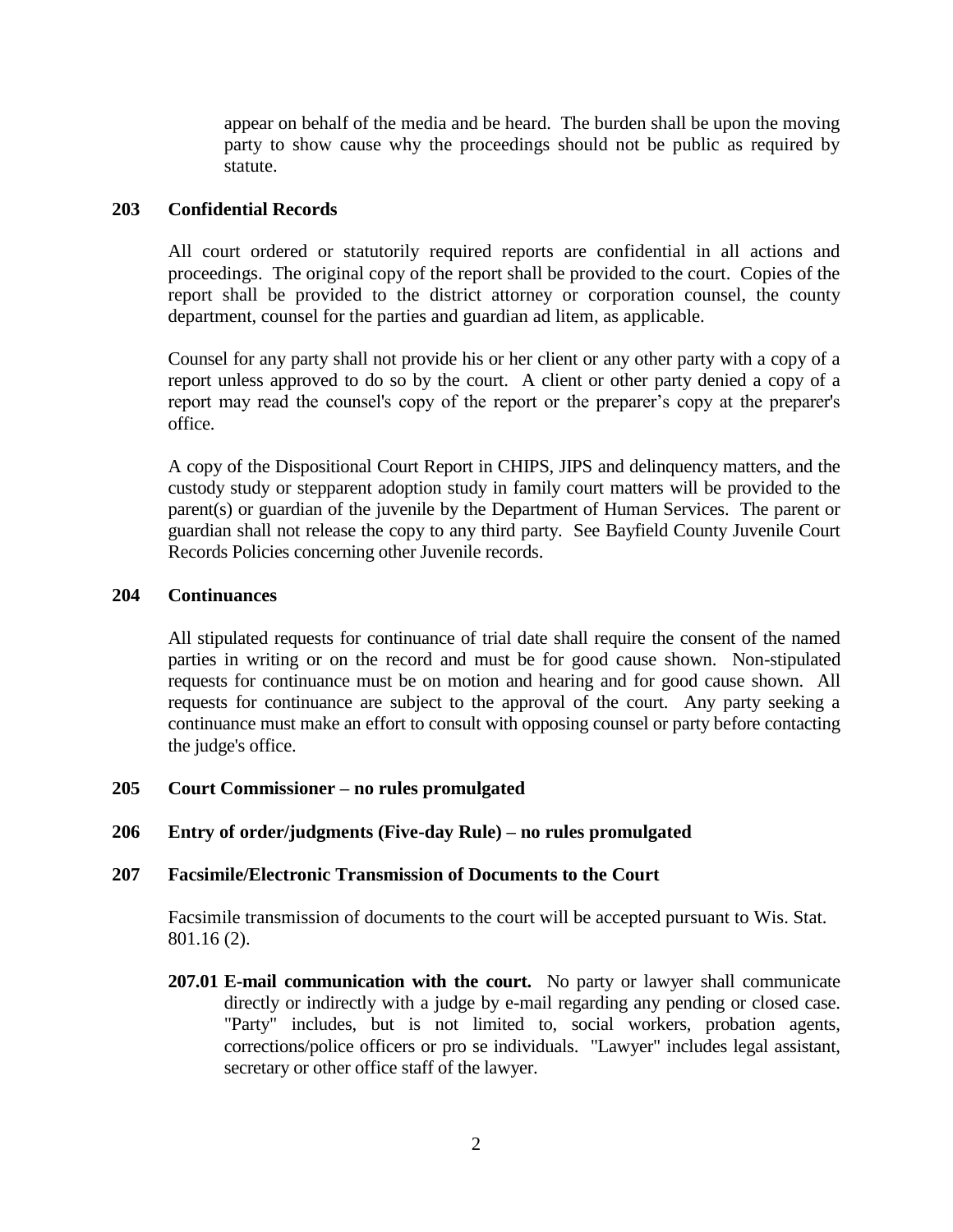appear on behalf of the media and be heard. The burden shall be upon the moving party to show cause why the proceedings should not be public as required by statute.

## 203 Confidential Records

All court ordered or statutorily required reports are confidential in all actions and proceedings. The original copy of the report shall be provided to the court. Copies of the report shall be provided to the district attorney or corporation counsel, the county department, counsel for the parties and guardian ad litem, as applicable.

Counsel for any party shall not provide his or her client or any other party with a copy of a report unless approved to do so by the court. A client or other party denied a copy of a report may read the counsel's copy of the report or the preparer's copy at the preparer's office.

A copy of the Dispositional Court Report in CHIPS, JIPS and delinquency matters, and the custody study or stepparent adoption study in family court matters will be provided to the parent(s) or guardian of the juvenile by the Department of Human Services. The parent or guardian shall not release the copy to any third party. See Bayfield County Juvenile Court Records Policies concerning other Juvenile records.

## 204 Continuances

All stipulated requests for continuance of trial date shall require the consent of the named parties in writing or on the record and must be for good cause shown. Non-stipulated requests for continuance must be on motion and hearing and for good cause shown. All requests for continuance are subject to the approval of the court. Any party seeking a continuance must make an effort to consult with opposing counsel or party before contacting the judge's office.

## 205 Court Commissioner – no rules promulgated

## 206 Entry of order/judgments (Five-day Rule) – no rules promulgated

## 207 Facsimile/Electronic Transmission of Documents to the Court

Facsimile transmission of documents to the court will be accepted pursuant to Wis. Stat. 801.16 (2).

**207.01 E-mail communication with the court.** No party or lawyer shall communicate directly or indirectly with a judge by e-mail regarding any pending or closed case. "Party" includes, but is not limited to, social workers, probation agents, corrections/police officers or pro se individuals. "Lawyer" includes legal assistant, secretary or other office staff of the lawyer.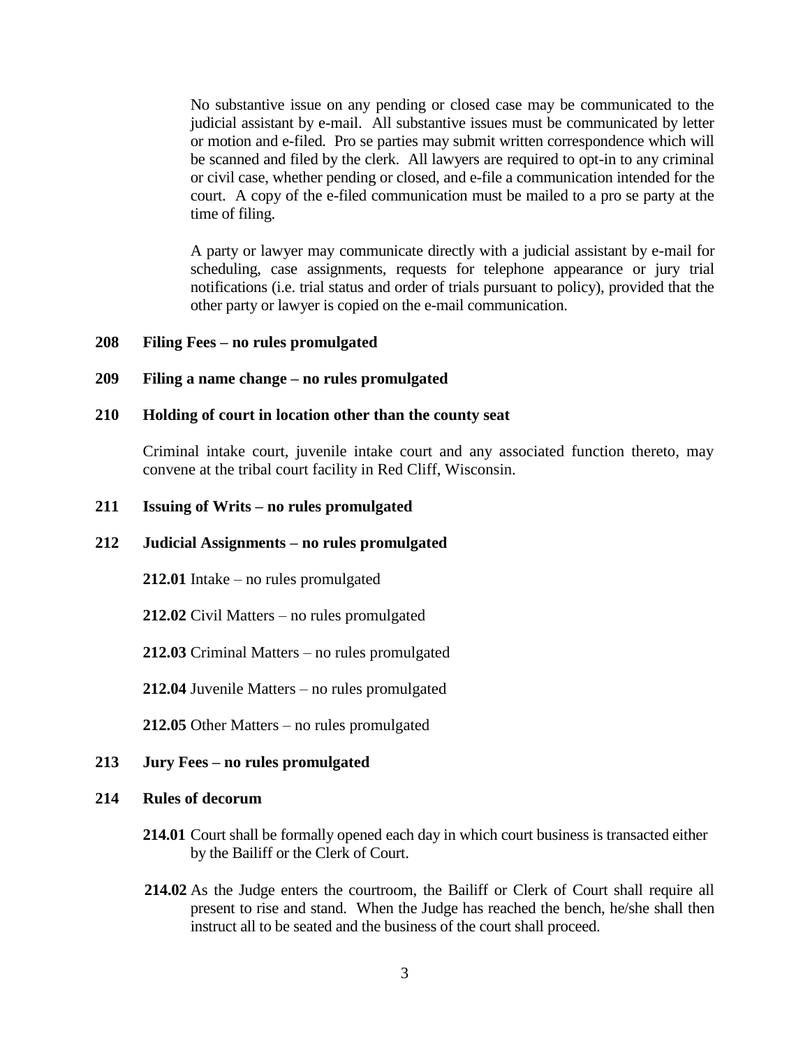No substantive issue on any pending or closed case may be communicated to the judicial assistant by e-mail. All substantive issues must be communicated by letter or motion and e-filed. Pro se parties may submit written correspondence which will be scanned and filed by the clerk. All lawyers are required to opt-in to any criminal or civil case, whether pending or closed, and e-file a communication intended for the court. A copy of the e-filed communication must be mailed to a pro se party at the time of filing.

A party or lawyer may communicate directly with a judicial assistant by e-mail for scheduling, case assignments, requests for telephone appearance or jury trial notifications (i.e. trial status and order of trials pursuant to policy), provided that the other party or lawyer is copied on the e-mail communication.

**208 Filing Fees – no rules promulgated**

**209 Filing a name change – no rules promulgated**

**210 Holding of court in location other than the county seat**

Criminal intake court, juvenile intake court and any associated function thereto, may convene at the tribal court facility in Red Cliff, Wisconsin.

**211 Issuing of Writs – no rules promulgated**

**212 Judicial Assignments – no rules promulgated**

**212.01** Intake – no rules promulgated

**212.02** Civil Matters – no rules promulgated

**212.03** Criminal Matters – no rules promulgated

**212.04** Juvenile Matters – no rules promulgated

**212.05** Other Matters – no rules promulgated

**213 Jury Fees – no rules promulgated**

**214 Rules of decorum**

**214.01** Court shall be formally opened each day in which court business is transacted either by the Bailiff or the Clerk of Court.

**214.02** As the Judge enters the courtroom, the Bailiff or Clerk of Court shall require all present to rise and stand. When the Judge has reached the bench, he/she shall then instruct all to be seated and the business of the court shall proceed.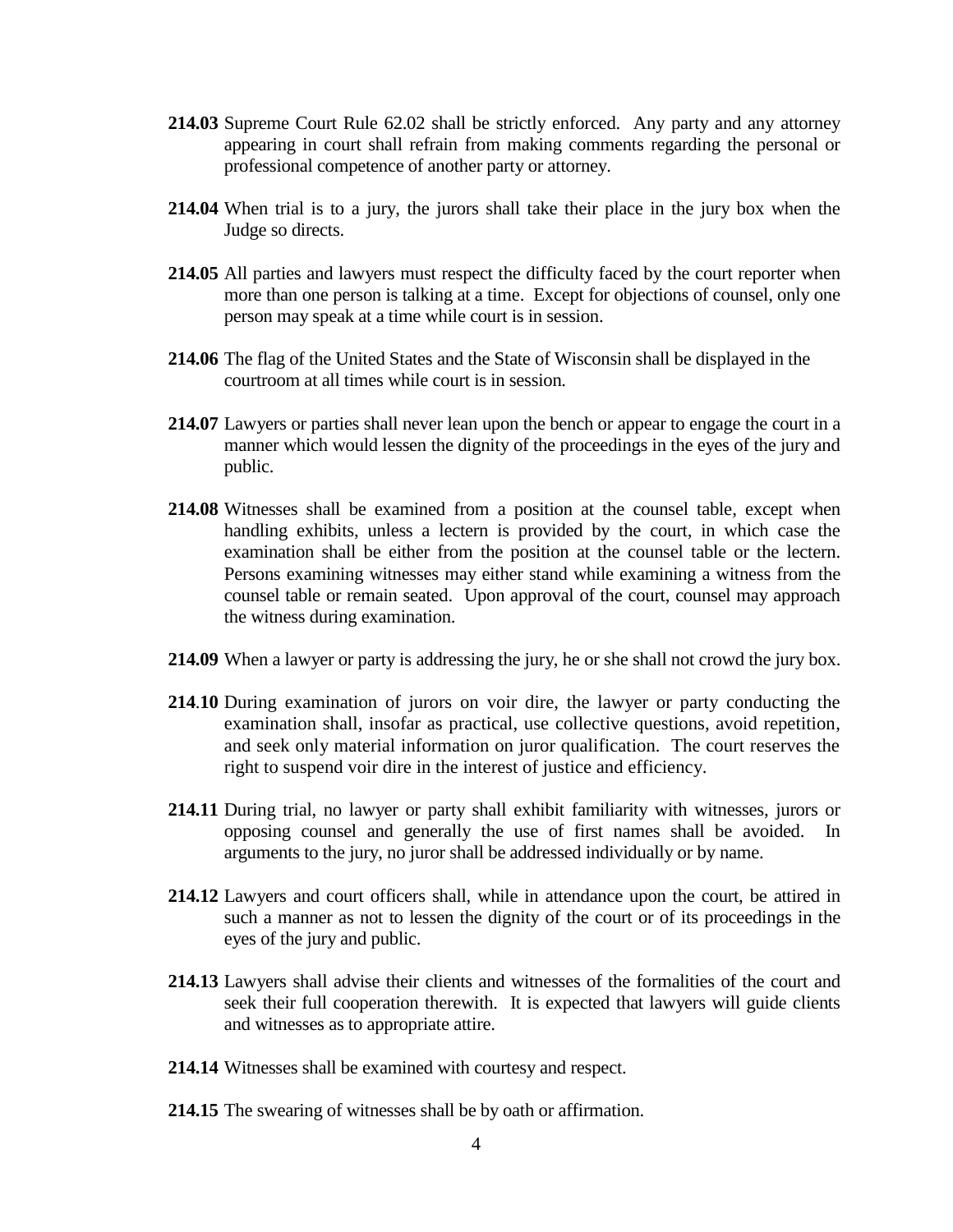**214.03** Supreme Court Rule 62.02 shall be strictly enforced. Any party and any attorney appearing in court shall refrain from making comments regarding the personal or professional competence of another party or attorney.

**214.04** When trial is to a jury, the jurors shall take their place in the jury box when the Judge so directs.

**214.05** All parties and lawyers must respect the difficulty faced by the court reporter when more than one person is talking at a time. Except for objections of counsel, only one person may speak at a time while court is in session.

**214.06** The flag of the United States and the State of Wisconsin shall be displayed in the courtroom at all times while court is in session.

**214.07** Lawyers or parties shall never lean upon the bench or appear to engage the court in a manner which would lessen the dignity of the proceedings in the eyes of the jury and public.

**214.08** Witnesses shall be examined from a position at the counsel table, except when handling exhibits, unless a lectern is provided by the court, in which case the examination shall be either from the position at the counsel table or the lectern. Persons examining witnesses may either stand while examining a witness from the counsel table or remain seated. Upon approval of the court, counsel may approach the witness during examination.

**214.09** When a lawyer or party is addressing the jury, he or she shall not crowd the jury box.

**214.10** During examination of jurors on voir dire, the lawyer or party conducting the examination shall, insofar as practical, use collective questions, avoid repetition, and seek only material information on juror qualification. The court reserves the right to suspend voir dire in the interest of justice and efficiency.

**214.11** During trial, no lawyer or party shall exhibit familiarity with witnesses, jurors or opposing counsel and generally the use of first names shall be avoided. In arguments to the jury, no juror shall be addressed individually or by name.

**214.12** Lawyers and court officers shall, while in attendance upon the court, be attired in such a manner as not to lessen the dignity of the court or of its proceedings in the eyes of the jury and public.

**214.13** Lawyers shall advise their clients and witnesses of the formalities of the court and seek their full cooperation therewith. It is expected that lawyers will guide clients and witnesses as to appropriate attire.

**214.14** Witnesses shall be examined with courtesy and respect.

**214.15** The swearing of witnesses shall be by oath or affirmation.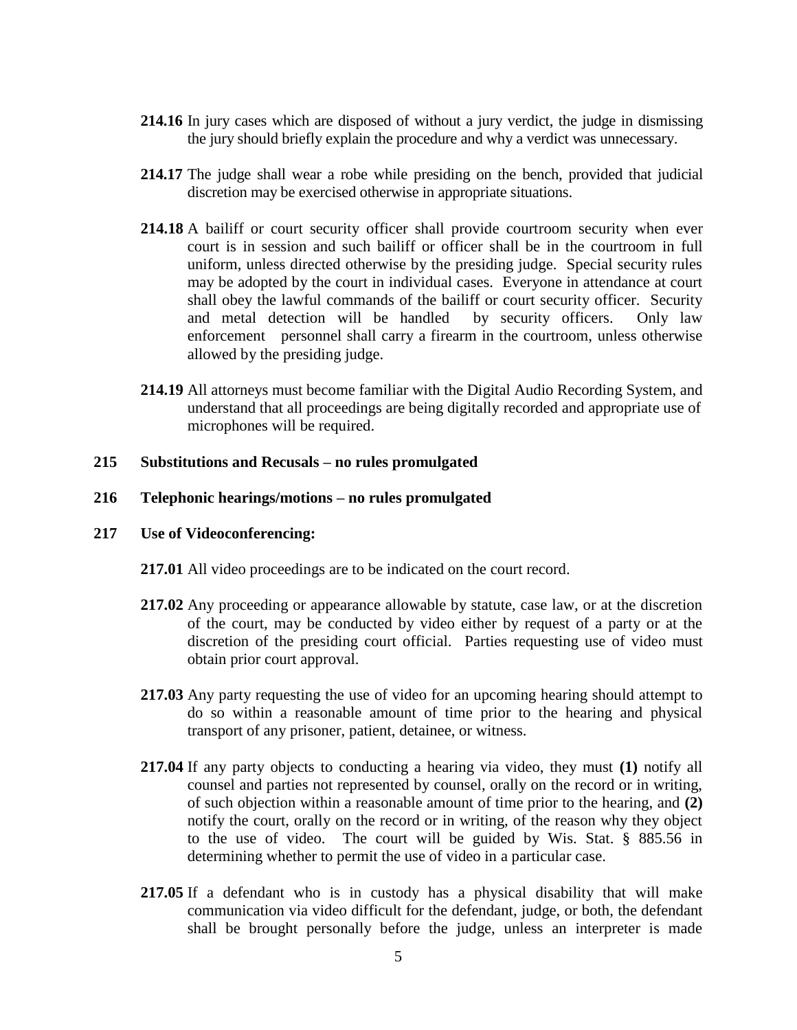**214.16** In jury cases which are disposed of without a jury verdict, the judge in dismissing the jury should briefly explain the procedure and why a verdict was unnecessary.

**214.17** The judge shall wear a robe while presiding on the bench, provided that judicial discretion may be exercised otherwise in appropriate situations.

**214.18** A bailiff or court security officer shall provide courtroom security when ever court is in session and such bailiff or officer shall be in the courtroom in full uniform, unless directed otherwise by the presiding judge. Special security rules may be adopted by the court in individual cases. Everyone in attendance at court shall obey the lawful commands of the bailiff or court security officer. Security and metal detection will be handled by security officers. Only law enforcement personnel shall carry a firearm in the courtroom, unless otherwise allowed by the presiding judge.

**214.19** All attorneys must become familiar with the Digital Audio Recording System, and understand that all proceedings are being digitally recorded and appropriate use of microphones will be required.

**215 Substitutions and Recusals – no rules promulgated**

**216 Telephonic hearings/motions – no rules promulgated**

**217 Use of Videoconferencing:**

**217.01** All video proceedings are to be indicated on the court record.

**217.02** Any proceeding or appearance allowable by statute, case law, or at the discretion of the court, may be conducted by video either by request of a party or at the discretion of the presiding court official. Parties requesting use of video must obtain prior court approval.

**217.03** Any party requesting the use of video for an upcoming hearing should attempt to do so within a reasonable amount of time prior to the hearing and physical transport of any prisoner, patient, detainee, or witness.

**217.04** If any party objects to conducting a hearing via video, they must **(1)** notify all counsel and parties not represented by counsel, orally on the record or in writing, of such objection within a reasonable amount of time prior to the hearing, and **(2)** notify the court, orally on the record or in writing, of the reason why they object to the use of video. The court will be guided by Wis. Stat. § 885.56 in determining whether to permit the use of video in a particular case.

**217.05** If a defendant who is in custody has a physical disability that will make communication via video difficult for the defendant, judge, or both, the defendant shall be brought personally before the judge, unless an interpreter is made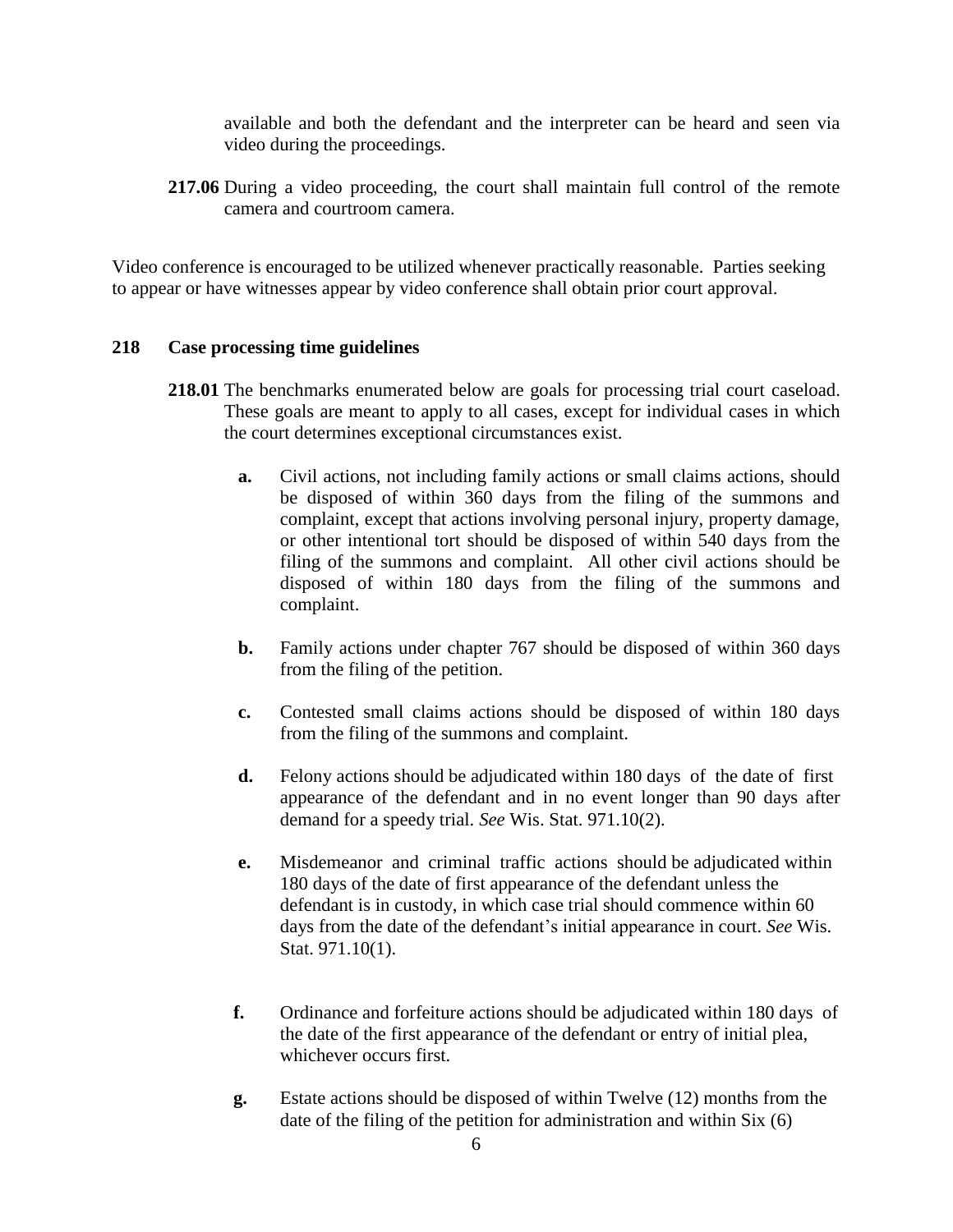available and both the defendant and the interpreter can be heard and seen via video during the proceedings.

**217.06** During a video proceeding, the court shall maintain full control of the remote camera and courtroom camera.

Video conference is encouraged to be utilized whenever practically reasonable. Parties seeking to appear or have witnesses appear by video conference shall obtain prior court approval.

## 218 Case processing time guidelines

**218.01** The benchmarks enumerated below are goals for processing trial court caseload. These goals are meant to apply to all cases, except for individual cases in which the court determines exceptional circumstances exist.

**a.** Civil actions, not including family actions or small claims actions, should be disposed of within 360 days from the filing of the summons and complaint, except that actions involving personal injury, property damage, or other intentional tort should be disposed of within 540 days from the filing of the summons and complaint. All other civil actions should be disposed of within 180 days from the filing of the summons and complaint.

**b.** Family actions under chapter 767 should be disposed of within 360 days from the filing of the petition.

**c.** Contested small claims actions should be disposed of within 180 days from the filing of the summons and complaint.

**d.** Felony actions should be adjudicated within 180 days of the date of first appearance of the defendant and in no event longer than 90 days after demand for a speedy trial. *See* Wis. Stat. 971.10(2).

**e.** Misdemeanor and criminal traffic actions should be adjudicated within 180 days of the date of first appearance of the defendant unless the defendant is in custody, in which case trial should commence within 60 days from the date of the defendant's initial appearance in court. *See* Wis. Stat. 971.10(1).

**f.** Ordinance and forfeiture actions should be adjudicated within 180 days of the date of the first appearance of the defendant or entry of initial plea, whichever occurs first.

**g.** Estate actions should be disposed of within Twelve (12) months from the date of the filing of the petition for administration and within Six (6)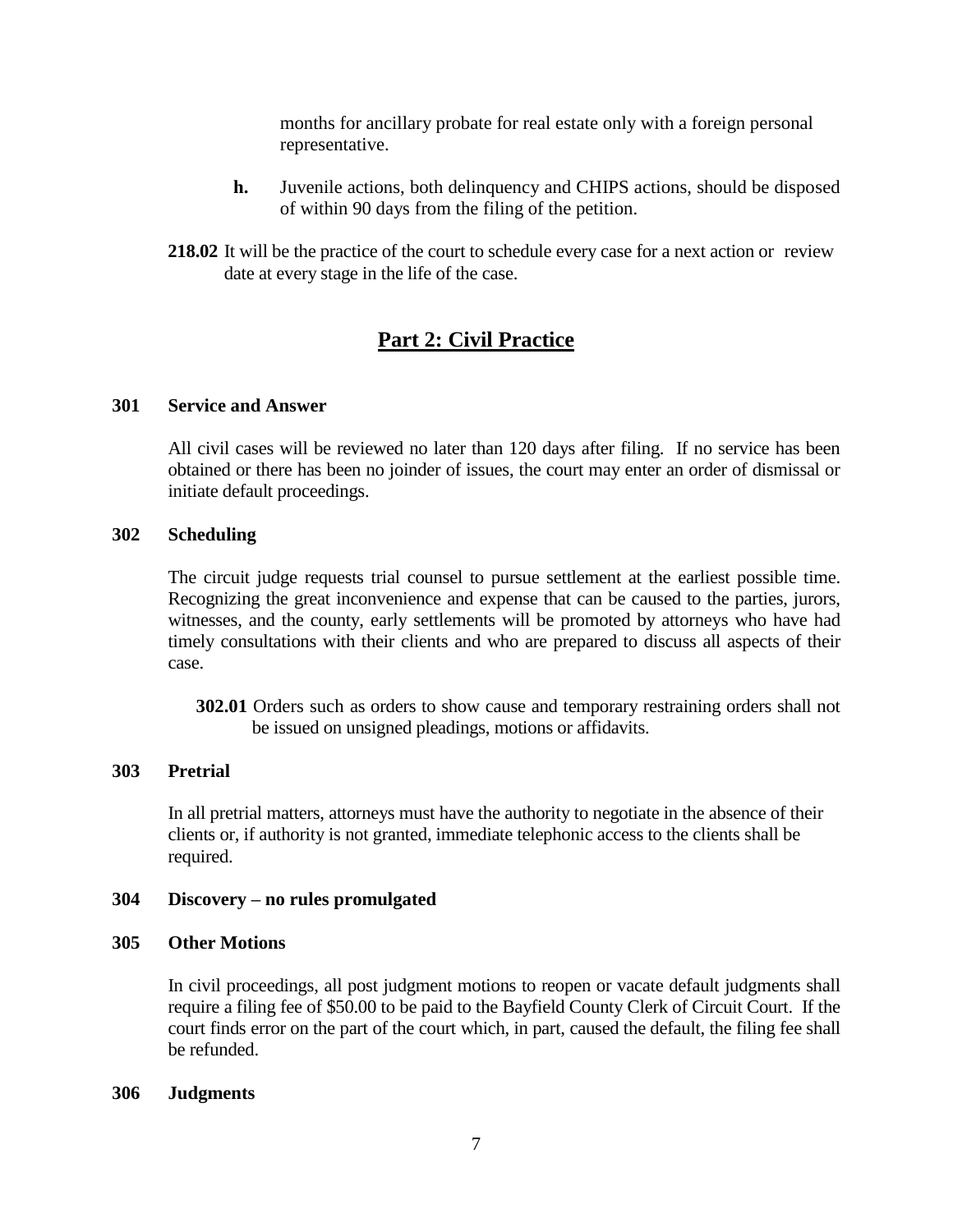months for ancillary probate for real estate only with a foreign personal representative.

**h.** Juvenile actions, both delinquency and CHIPS actions, should be disposed of within 90 days from the filing of the petition.

**218.02** It will be the practice of the court to schedule every case for a next action or review date at every stage in the life of the case.

## Part 2: Civil Practice

### 301 Service and Answer

All civil cases will be reviewed no later than 120 days after filing. If no service has been obtained or there has been no joinder of issues, the court may enter an order of dismissal or initiate default proceedings.

### 302 Scheduling

The circuit judge requests trial counsel to pursue settlement at the earliest possible time. Recognizing the great inconvenience and expense that can be caused to the parties, jurors, witnesses, and the county, early settlements will be promoted by attorneys who have had timely consultations with their clients and who are prepared to discuss all aspects of their case.

**302.01** Orders such as orders to show cause and temporary restraining orders shall not be issued on unsigned pleadings, motions or affidavits.

### 303 Pretrial

In all pretrial matters, attorneys must have the authority to negotiate in the absence of their clients or, if authority is not granted, immediate telephonic access to the clients shall be required.

### 304 Discovery – no rules promulgated

### 305 Other Motions

In civil proceedings, all post judgment motions to reopen or vacate default judgments shall require a filing fee of $50.00 to be paid to the Bayfield County Clerk of Circuit Court. If the court finds error on the part of the court which, in part, caused the default, the filing fee shall be refunded.

### 306 Judgments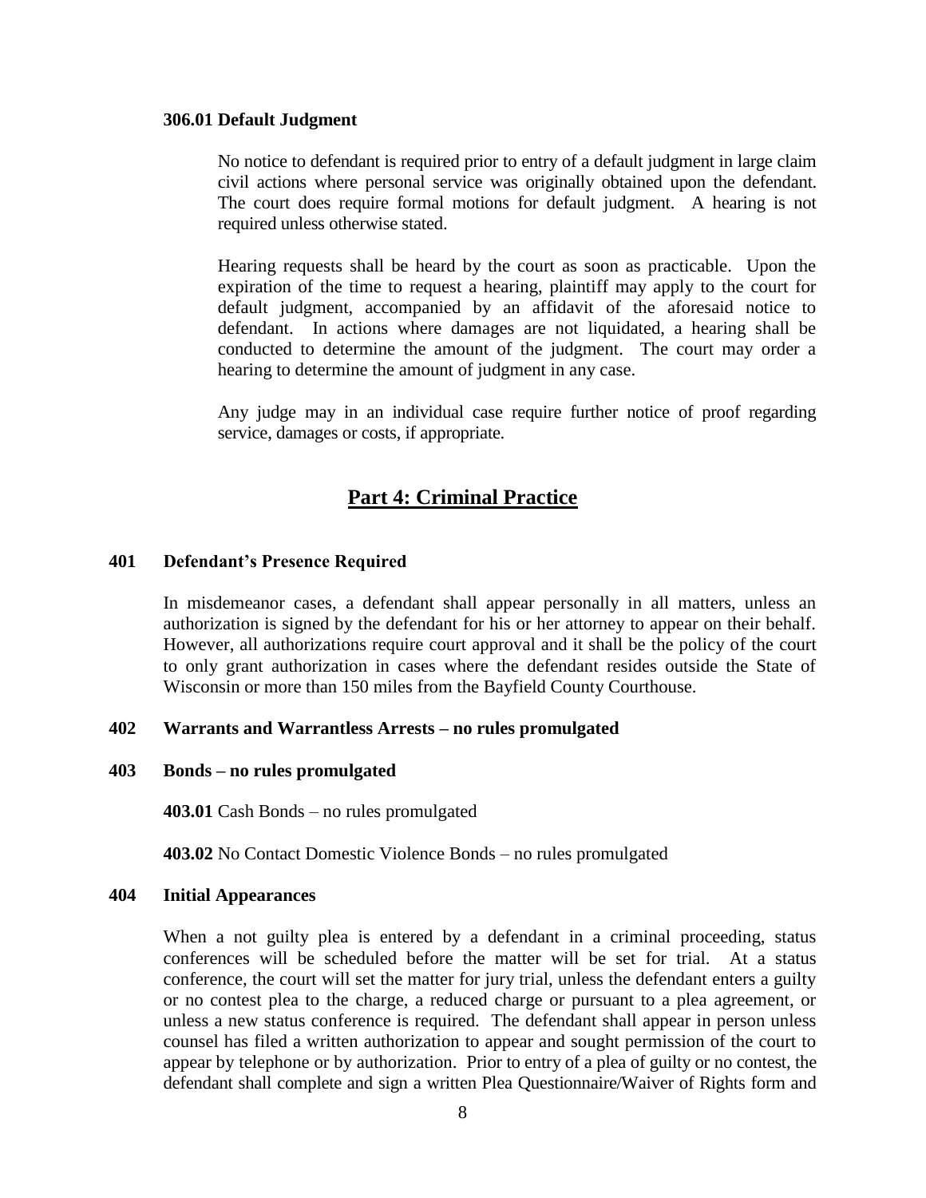### 306.01 Default Judgment

No notice to defendant is required prior to entry of a default judgment in large claim civil actions where personal service was originally obtained upon the defendant. The court does require formal motions for default judgment. A hearing is not required unless otherwise stated.

Hearing requests shall be heard by the court as soon as practicable. Upon the expiration of the time to request a hearing, plaintiff may apply to the court for default judgment, accompanied by an affidavit of the aforesaid notice to defendant. In actions where damages are not liquidated, a hearing shall be conducted to determine the amount of the judgment. The court may order a hearing to determine the amount of judgment in any case.

Any judge may in an individual case require further notice of proof regarding service, damages or costs, if appropriate.

## Part 4: Criminal Practice

### 401 Defendant's Presence Required

In misdemeanor cases, a defendant shall appear personally in all matters, unless an authorization is signed by the defendant for his or her attorney to appear on their behalf. However, all authorizations require court approval and it shall be the policy of the court to only grant authorization in cases where the defendant resides outside the State of Wisconsin or more than 150 miles from the Bayfield County Courthouse.

### 402 Warrants and Warrantless Arrests – no rules promulgated

### 403 Bonds – no rules promulgated

**403.01** Cash Bonds – no rules promulgated

**403.02** No Contact Domestic Violence Bonds – no rules promulgated

### 404 Initial Appearances

When a not guilty plea is entered by a defendant in a criminal proceeding, status conferences will be scheduled before the matter will be set for trial. At a status conference, the court will set the matter for jury trial, unless the defendant enters a guilty or no contest plea to the charge, a reduced charge or pursuant to a plea agreement, or unless a new status conference is required. The defendant shall appear in person unless counsel has filed a written authorization to appear and sought permission of the court to appear by telephone or by authorization. Prior to entry of a plea of guilty or no contest, the defendant shall complete and sign a written Plea Questionnaire/Waiver of Rights form and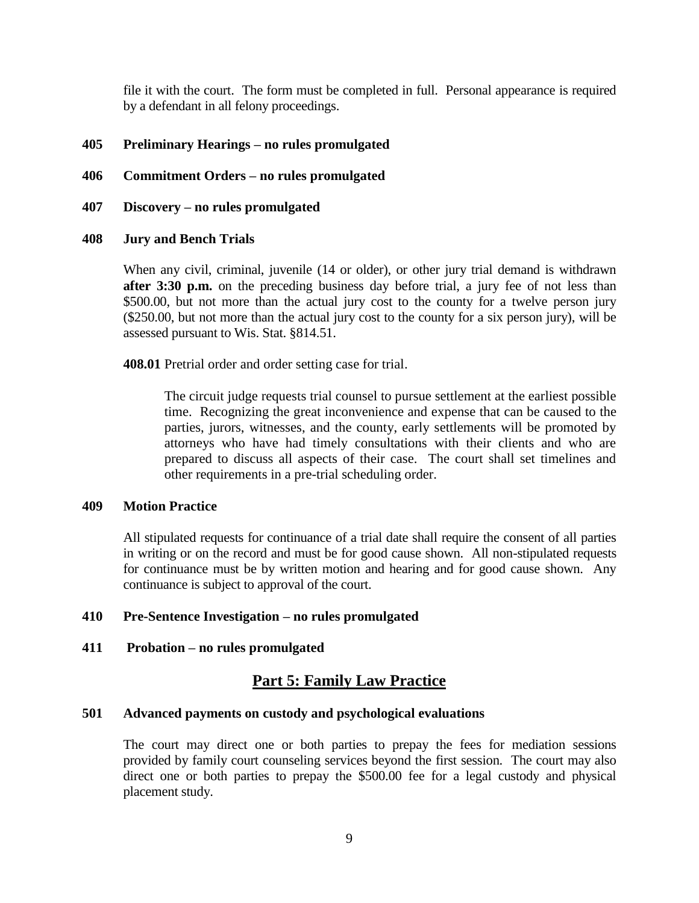file it with the court. The form must be completed in full. Personal appearance is required by a defendant in all felony proceedings.

**405 Preliminary Hearings – no rules promulgated**

**406 Commitment Orders – no rules promulgated**

**407 Discovery – no rules promulgated**

**408 Jury and Bench Trials**

When any civil, criminal, juvenile (14 or older), or other jury trial demand is withdrawn **after 3:30 p.m.** on the preceding business day before trial, a jury fee of not less than \$500.00, but not more than the actual jury cost to the county for a twelve person jury (\$250.00, but not more than the actual jury cost to the county for a six person jury), will be assessed pursuant to Wis. Stat. §814.51.

**408.01** Pretrial order and order setting case for trial.

> The circuit judge requests trial counsel to pursue settlement at the earliest possible time. Recognizing the great inconvenience and expense that can be caused to the parties, jurors, witnesses, and the county, early settlements will be promoted by attorneys who have had timely consultations with their clients and who are prepared to discuss all aspects of their case. The court shall set timelines and other requirements in a pre-trial scheduling order.

**409 Motion Practice**

All stipulated requests for continuance of a trial date shall require the consent of all parties in writing or on the record and must be for good cause shown. All non-stipulated requests for continuance must be by written motion and hearing and for good cause shown. Any continuance is subject to approval of the court.

**410 Pre-Sentence Investigation – no rules promulgated**

**411 Probation – no rules promulgated**

## Part 5: Family Law Practice

**501 Advanced payments on custody and psychological evaluations**

The court may direct one or both parties to prepay the fees for mediation sessions provided by family court counseling services beyond the first session. The court may also direct one or both parties to prepay the \$500.00 fee for a legal custody and physical placement study.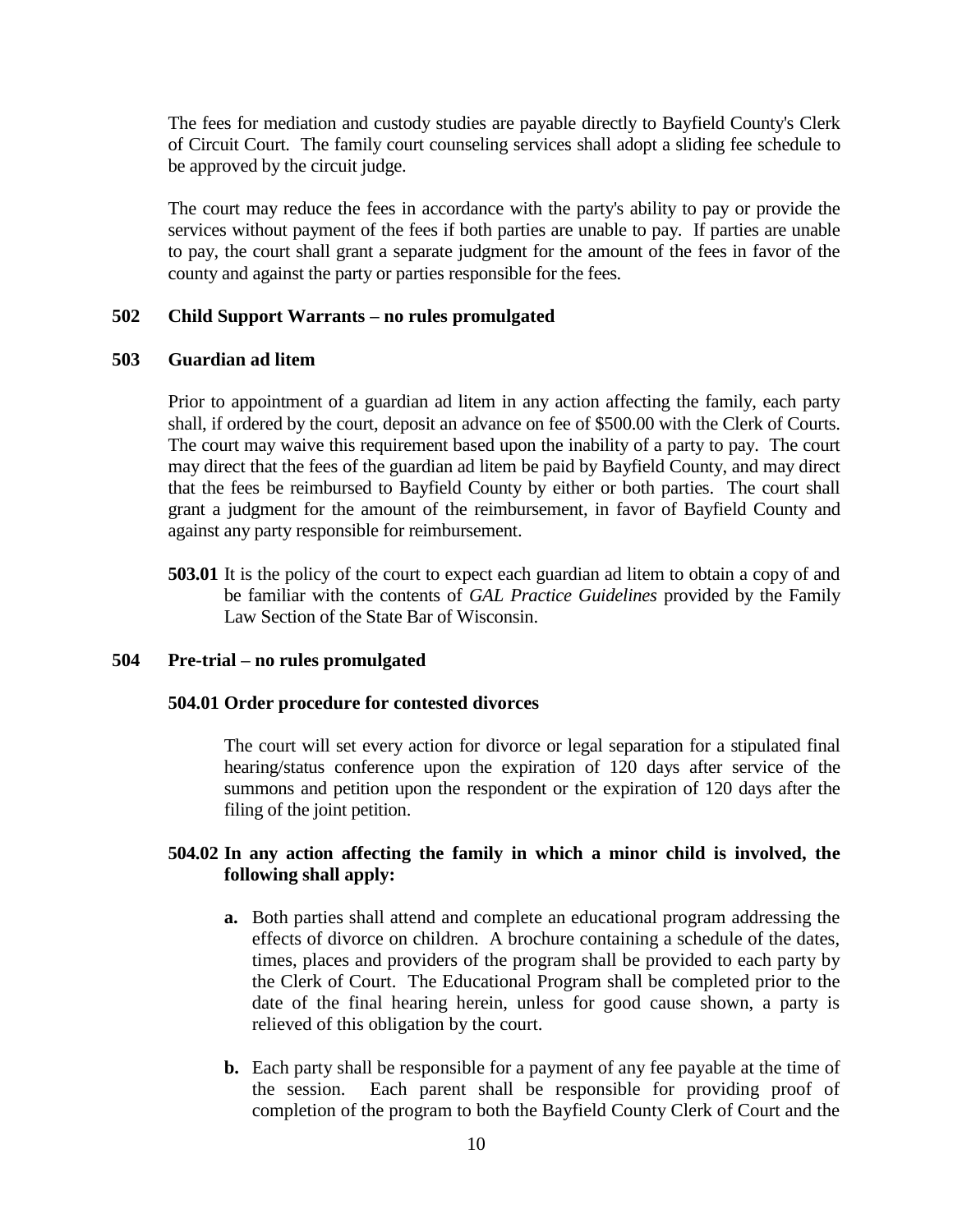The fees for mediation and custody studies are payable directly to Bayfield County's Clerk of Circuit Court. The family court counseling services shall adopt a sliding fee schedule to be approved by the circuit judge.

The court may reduce the fees in accordance with the party's ability to pay or provide the services without payment of the fees if both parties are unable to pay. If parties are unable to pay, the court shall grant a separate judgment for the amount of the fees in favor of the county and against the party or parties responsible for the fees.

### 502 Child Support Warrants – no rules promulgated

### 503 Guardian ad litem

Prior to appointment of a guardian ad litem in any action affecting the family, each party shall, if ordered by the court, deposit an advance on fee of $500.00 with the Clerk of Courts. The court may waive this requirement based upon the inability of a party to pay. The court may direct that the fees of the guardian ad litem be paid by Bayfield County, and may direct that the fees be reimbursed to Bayfield County by either or both parties. The court shall grant a judgment for the amount of the reimbursement, in favor of Bayfield County and against any party responsible for reimbursement.

**503.01** It is the policy of the court to expect each guardian ad litem to obtain a copy of and be familiar with the contents of *GAL Practice Guidelines* provided by the Family Law Section of the State Bar of Wisconsin.

### 504 Pre-trial – no rules promulgated

#### 504.01 Order procedure for contested divorces

The court will set every action for divorce or legal separation for a stipulated final hearing/status conference upon the expiration of 120 days after service of the summons and petition upon the respondent or the expiration of 120 days after the filing of the joint petition.

#### 504.02 In any action affecting the family in which a minor child is involved, the following shall apply:

**a.** Both parties shall attend and complete an educational program addressing the effects of divorce on children. A brochure containing a schedule of the dates, times, places and providers of the program shall be provided to each party by the Clerk of Court. The Educational Program shall be completed prior to the date of the final hearing herein, unless for good cause shown, a party is relieved of this obligation by the court.

**b.** Each party shall be responsible for a payment of any fee payable at the time of the session. Each parent shall be responsible for providing proof of completion of the program to both the Bayfield County Clerk of Court and the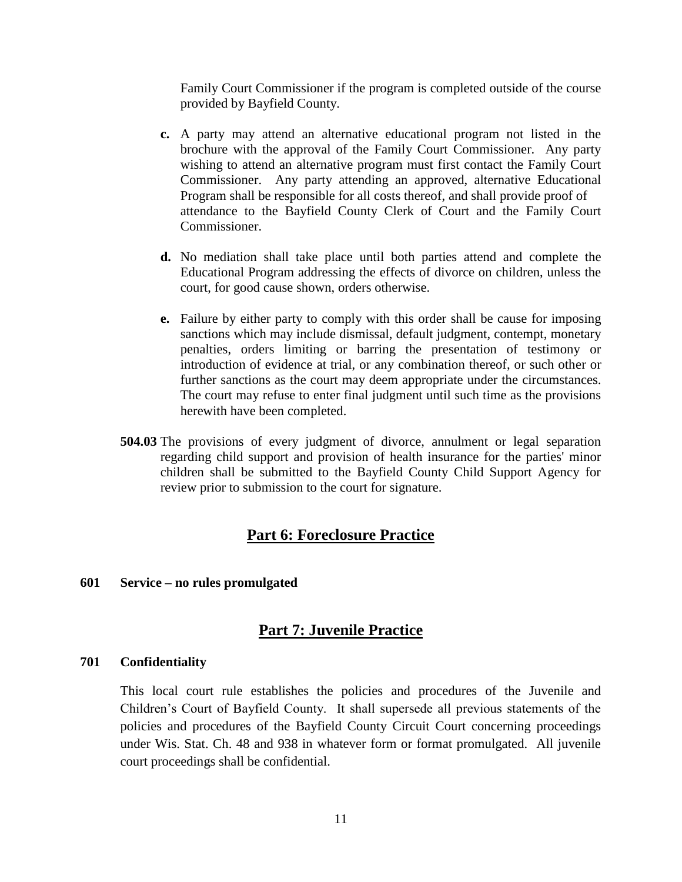Family Court Commissioner if the program is completed outside of the course provided by Bayfield County.

**c.** A party may attend an alternative educational program not listed in the brochure with the approval of the Family Court Commissioner. Any party wishing to attend an alternative program must first contact the Family Court Commissioner. Any party attending an approved, alternative Educational Program shall be responsible for all costs thereof, and shall provide proof of attendance to the Bayfield County Clerk of Court and the Family Court Commissioner.

**d.** No mediation shall take place until both parties attend and complete the Educational Program addressing the effects of divorce on children, unless the court, for good cause shown, orders otherwise.

**e.** Failure by either party to comply with this order shall be cause for imposing sanctions which may include dismissal, default judgment, contempt, monetary penalties, orders limiting or barring the presentation of testimony or introduction of evidence at trial, or any combination thereof, or such other or further sanctions as the court may deem appropriate under the circumstances. The court may refuse to enter final judgment until such time as the provisions herewith have been completed.

**504.03** The provisions of every judgment of divorce, annulment or legal separation regarding child support and provision of health insurance for the parties' minor children shall be submitted to the Bayfield County Child Support Agency for review prior to submission to the court for signature.

## Part 6: Foreclosure Practice

**601 Service – no rules promulgated**

## Part 7: Juvenile Practice

**701 Confidentiality**

This local court rule establishes the policies and procedures of the Juvenile and Children's Court of Bayfield County. It shall supersede all previous statements of the policies and procedures of the Bayfield County Circuit Court concerning proceedings under Wis. Stat. Ch. 48 and 938 in whatever form or format promulgated. All juvenile court proceedings shall be confidential.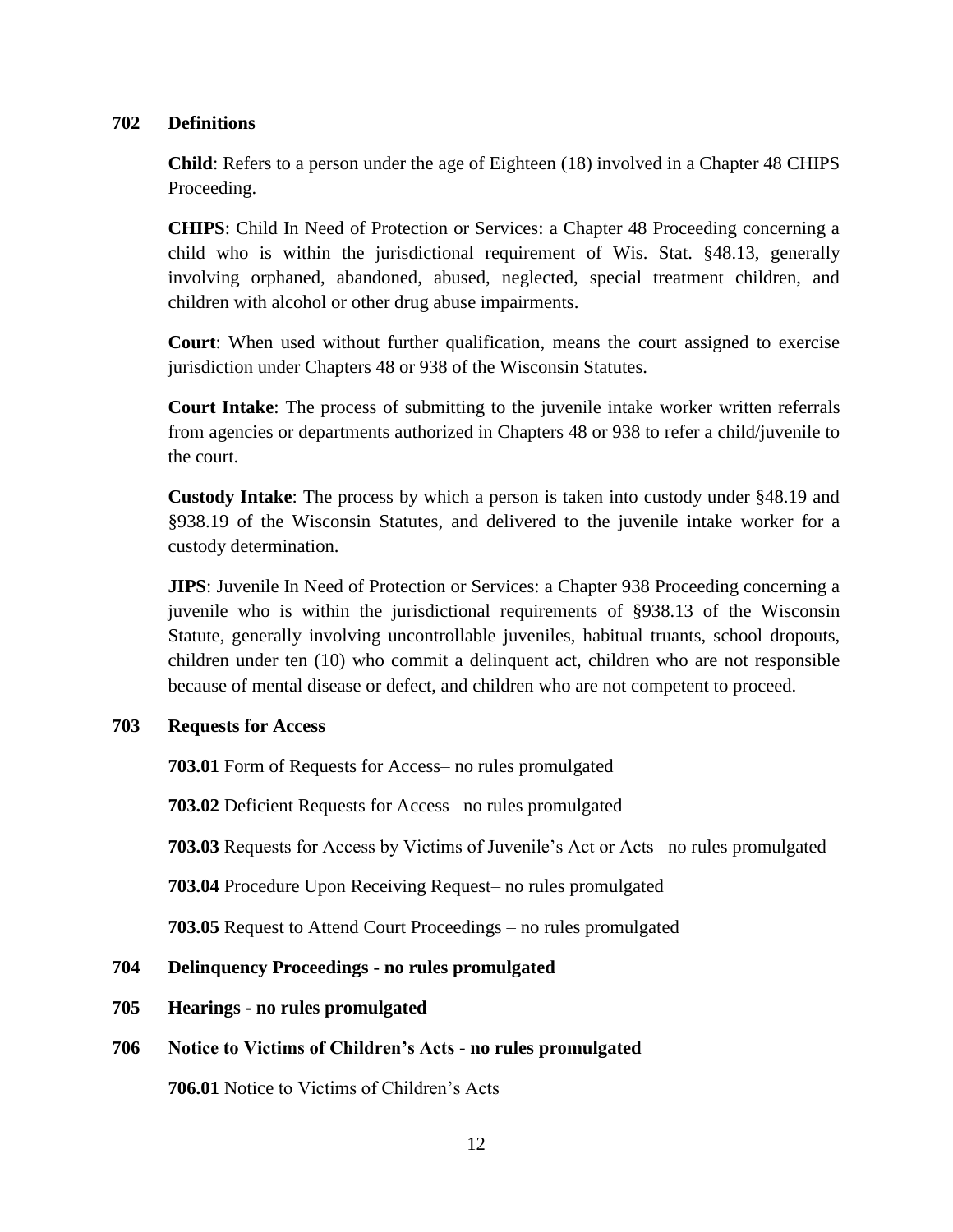## 702 Definitions

**Child**: Refers to a person under the age of Eighteen (18) involved in a Chapter 48 CHIPS Proceeding.

**CHIPS**: Child In Need of Protection or Services: a Chapter 48 Proceeding concerning a child who is within the jurisdictional requirement of Wis. Stat. §48.13, generally involving orphaned, abandoned, abused, neglected, special treatment children, and children with alcohol or other drug abuse impairments.

**Court**: When used without further qualification, means the court assigned to exercise jurisdiction under Chapters 48 or 938 of the Wisconsin Statutes.

**Court Intake**: The process of submitting to the juvenile intake worker written referrals from agencies or departments authorized in Chapters 48 or 938 to refer a child/juvenile to the court.

**Custody Intake**: The process by which a person is taken into custody under §48.19 and §938.19 of the Wisconsin Statutes, and delivered to the juvenile intake worker for a custody determination.

**JIPS**: Juvenile In Need of Protection or Services: a Chapter 938 Proceeding concerning a juvenile who is within the jurisdictional requirements of §938.13 of the Wisconsin Statute, generally involving uncontrollable juveniles, habitual truants, school dropouts, children under ten (10) who commit a delinquent act, children who are not responsible because of mental disease or defect, and children who are not competent to proceed.

## 703 Requests for Access

**703.01** Form of Requests for Access– no rules promulgated

**703.02** Deficient Requests for Access– no rules promulgated

**703.03** Requests for Access by Victims of Juvenile's Act or Acts– no rules promulgated

**703.04** Procedure Upon Receiving Request– no rules promulgated

**703.05** Request to Attend Court Proceedings – no rules promulgated

## 704 Delinquency Proceedings - no rules promulgated

## 705 Hearings - no rules promulgated

## 706 Notice to Victims of Children's Acts - no rules promulgated

**706.01** Notice to Victims of Children's Acts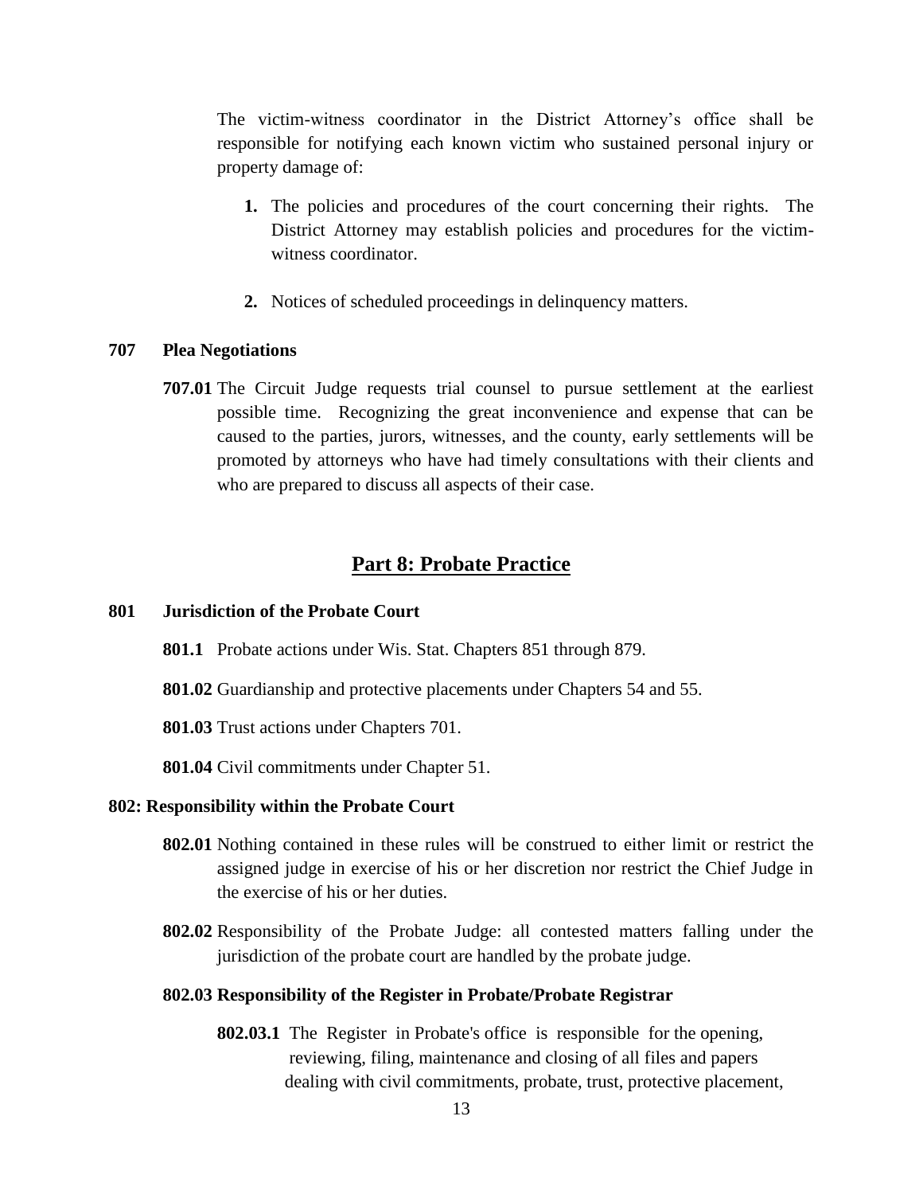The victim-witness coordinator in the District Attorney's office shall be responsible for notifying each known victim who sustained personal injury or property damage of:

1. The policies and procedures of the court concerning their rights. The District Attorney may establish policies and procedures for the victim-witness coordinator.

2. Notices of scheduled proceedings in delinquency matters.

**707 Plea Negotiations**

**707.01** The Circuit Judge requests trial counsel to pursue settlement at the earliest possible time. Recognizing the great inconvenience and expense that can be caused to the parties, jurors, witnesses, and the county, early settlements will be promoted by attorneys who have had timely consultations with their clients and who are prepared to discuss all aspects of their case.

## Part 8: Probate Practice

**801 Jurisdiction of the Probate Court**

**801.1** Probate actions under Wis. Stat. Chapters 851 through 879.

**801.02** Guardianship and protective placements under Chapters 54 and 55.

**801.03** Trust actions under Chapters 701.

**801.04** Civil commitments under Chapter 51.

**802: Responsibility within the Probate Court**

**802.01** Nothing contained in these rules will be construed to either limit or restrict the assigned judge in exercise of his or her discretion nor restrict the Chief Judge in the exercise of his or her duties.

**802.02** Responsibility of the Probate Judge: all contested matters falling under the jurisdiction of the probate court are handled by the probate judge.

**802.03 Responsibility of the Register in Probate/Probate Registrar**

**802.03.1** The Register in Probate's office is responsible for the opening, reviewing, filing, maintenance and closing of all files and papers dealing with civil commitments, probate, trust, protective placement,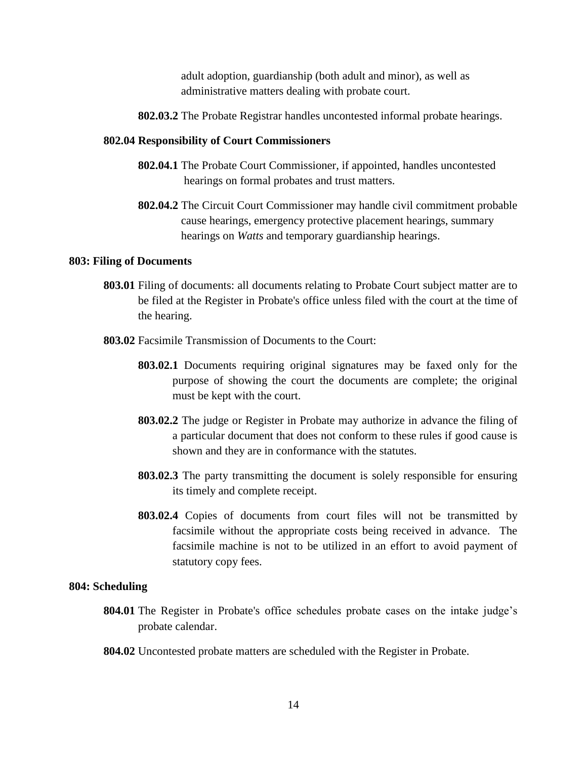adult adoption, guardianship (both adult and minor), as well as administrative matters dealing with probate court.

**802.03.2** The Probate Registrar handles uncontested informal probate hearings.

**802.04 Responsibility of Court Commissioners**

**802.04.1** The Probate Court Commissioner, if appointed, handles uncontested hearings on formal probates and trust matters.

**802.04.2** The Circuit Court Commissioner may handle civil commitment probable cause hearings, emergency protective placement hearings, summary hearings on *Watts* and temporary guardianship hearings.

## 803: Filing of Documents

**803.01** Filing of documents: all documents relating to Probate Court subject matter are to be filed at the Register in Probate's office unless filed with the court at the time of the hearing.

**803.02** Facsimile Transmission of Documents to the Court:

**803.02.1** Documents requiring original signatures may be faxed only for the purpose of showing the court the documents are complete; the original must be kept with the court.

**803.02.2** The judge or Register in Probate may authorize in advance the filing of a particular document that does not conform to these rules if good cause is shown and they are in conformance with the statutes.

**803.02.3** The party transmitting the document is solely responsible for ensuring its timely and complete receipt.

**803.02.4** Copies of documents from court files will not be transmitted by facsimile without the appropriate costs being received in advance. The facsimile machine is not to be utilized in an effort to avoid payment of statutory copy fees.

## 804: Scheduling

**804.01** The Register in Probate's office schedules probate cases on the intake judge's probate calendar.

**804.02** Uncontested probate matters are scheduled with the Register in Probate.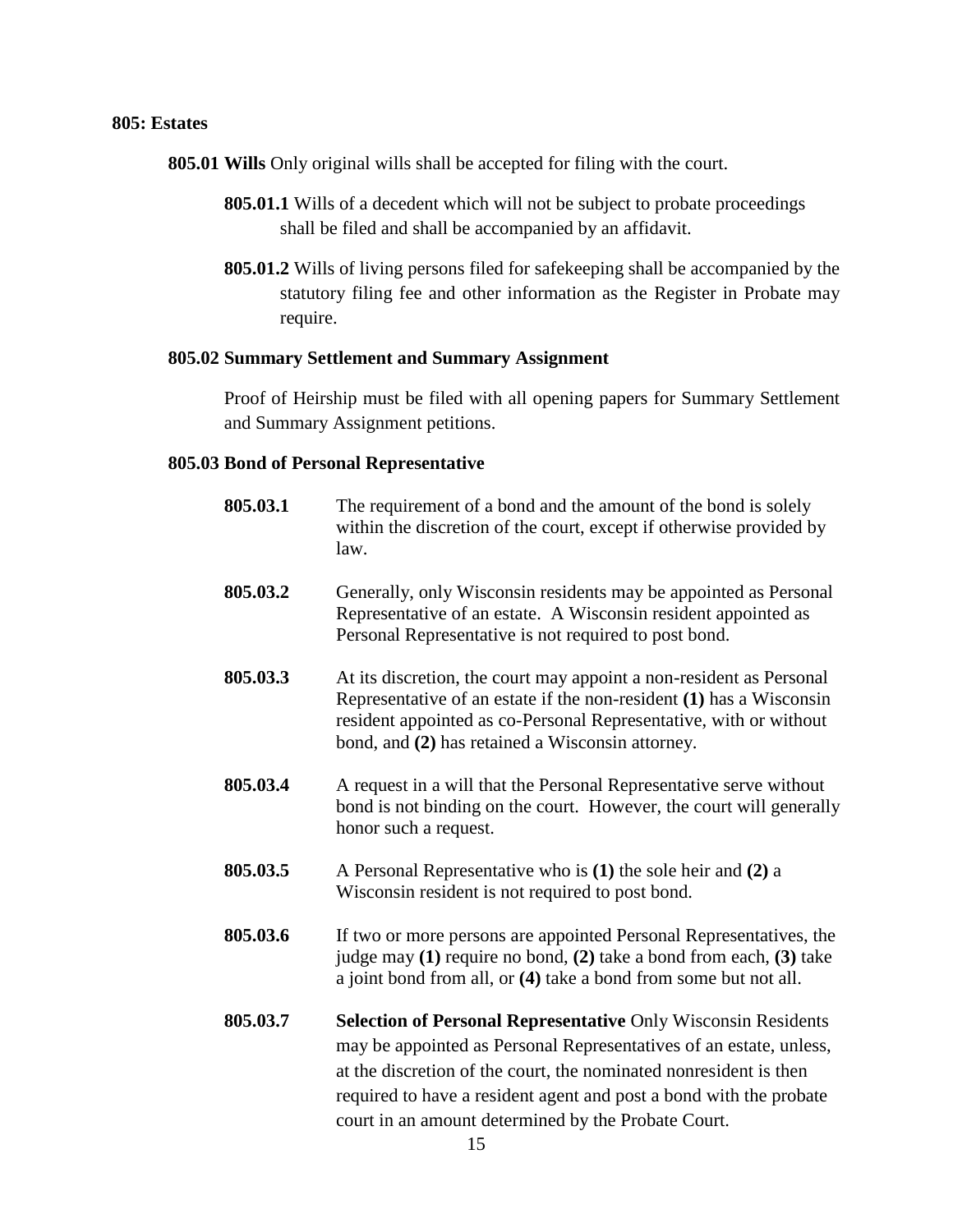## 805: Estates

**805.01 Wills** Only original wills shall be accepted for filing with the court.

**805.01.1** Wills of a decedent which will not be subject to probate proceedings shall be filed and shall be accompanied by an affidavit.

**805.01.2** Wills of living persons filed for safekeeping shall be accompanied by the statutory filing fee and other information as the Register in Probate may require.

### 805.02 Summary Settlement and Summary Assignment

Proof of Heirship must be filed with all opening papers for Summary Settlement and Summary Assignment petitions.

### 805.03 Bond of Personal Representative

**805.03.1** The requirement of a bond and the amount of the bond is solely within the discretion of the court, except if otherwise provided by law.

**805.03.2** Generally, only Wisconsin residents may be appointed as Personal Representative of an estate. A Wisconsin resident appointed as Personal Representative is not required to post bond.

**805.03.3** At its discretion, the court may appoint a non-resident as Personal Representative of an estate if the non-resident **(1)** has a Wisconsin resident appointed as co-Personal Representative, with or without bond, and **(2)** has retained a Wisconsin attorney.

**805.03.4** A request in a will that the Personal Representative serve without bond is not binding on the court. However, the court will generally honor such a request.

**805.03.5** A Personal Representative who is **(1)** the sole heir and **(2)** a Wisconsin resident is not required to post bond.

**805.03.6** If two or more persons are appointed Personal Representatives, the judge may **(1)** require no bond, **(2)** take a bond from each, **(3)** take a joint bond from all, or **(4)** take a bond from some but not all.

**805.03.7** **Selection of Personal Representative** Only Wisconsin Residents may be appointed as Personal Representatives of an estate, unless, at the discretion of the court, the nominated nonresident is then required to have a resident agent and post a bond with the probate court in an amount determined by the Probate Court.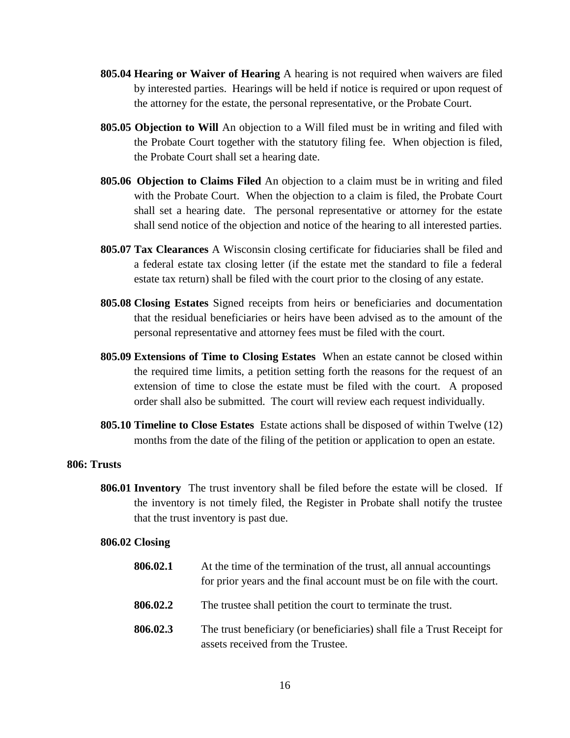**805.04 Hearing or Waiver of Hearing** A hearing is not required when waivers are filed by interested parties. Hearings will be held if notice is required or upon request of the attorney for the estate, the personal representative, or the Probate Court.

**805.05 Objection to Will** An objection to a Will filed must be in writing and filed with the Probate Court together with the statutory filing fee. When objection is filed, the Probate Court shall set a hearing date.

**805.06 Objection to Claims Filed** An objection to a claim must be in writing and filed with the Probate Court. When the objection to a claim is filed, the Probate Court shall set a hearing date. The personal representative or attorney for the estate shall send notice of the objection and notice of the hearing to all interested parties.

**805.07 Tax Clearances** A Wisconsin closing certificate for fiduciaries shall be filed and a federal estate tax closing letter (if the estate met the standard to file a federal estate tax return) shall be filed with the court prior to the closing of any estate.

**805.08 Closing Estates** Signed receipts from heirs or beneficiaries and documentation that the residual beneficiaries or heirs have been advised as to the amount of the personal representative and attorney fees must be filed with the court.

**805.09 Extensions of Time to Closing Estates** When an estate cannot be closed within the required time limits, a petition setting forth the reasons for the request of an extension of time to close the estate must be filed with the court. A proposed order shall also be submitted. The court will review each request individually.

**805.10 Timeline to Close Estates** Estate actions shall be disposed of within Twelve (12) months from the date of the filing of the petition or application to open an estate.

## 806: Trusts

**806.01 Inventory** The trust inventory shall be filed before the estate will be closed. If the inventory is not timely filed, the Register in Probate shall notify the trustee that the trust inventory is past due.

**806.02 Closing**

**806.02.1** At the time of the termination of the trust, all annual accountings for prior years and the final account must be on file with the court.

**806.02.2** The trustee shall petition the court to terminate the trust.

**806.02.3** The trust beneficiary (or beneficiaries) shall file a Trust Receipt for assets received from the Trustee.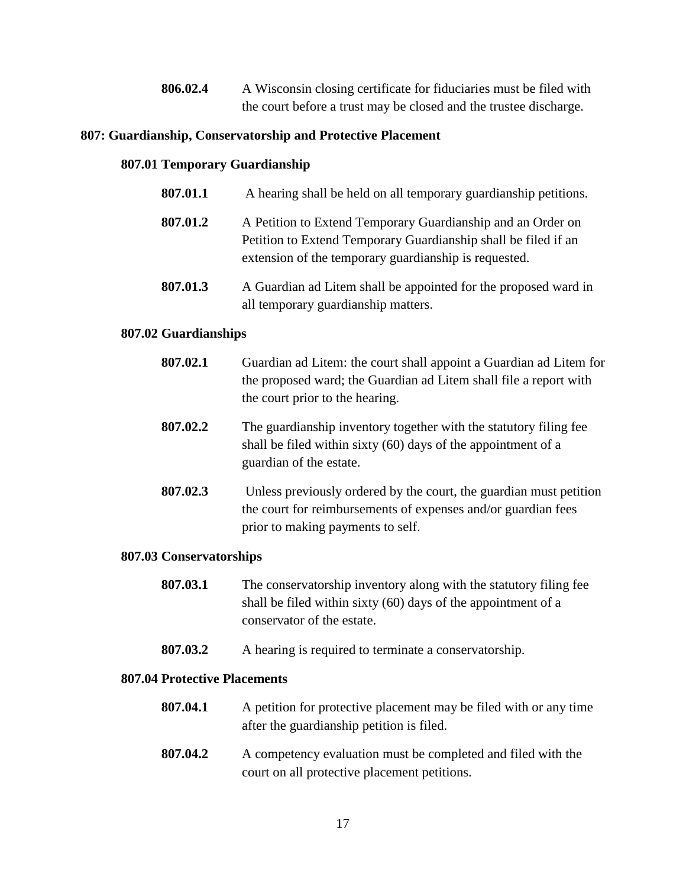**806.02.4** A Wisconsin closing certificate for fiduciaries must be filed with the court before a trust may be closed and the trustee discharge.

## 807: Guardianship, Conservatorship and Protective Placement

### 807.01 Temporary Guardianship

**807.01.1** A hearing shall be held on all temporary guardianship petitions.

**807.01.2** A Petition to Extend Temporary Guardianship and an Order on Petition to Extend Temporary Guardianship shall be filed if an extension of the temporary guardianship is requested.

**807.01.3** A Guardian ad Litem shall be appointed for the proposed ward in all temporary guardianship matters.

### 807.02 Guardianships

**807.02.1** Guardian ad Litem: the court shall appoint a Guardian ad Litem for the proposed ward; the Guardian ad Litem shall file a report with the court prior to the hearing.

**807.02.2** The guardianship inventory together with the statutory filing fee shall be filed within sixty (60) days of the appointment of a guardian of the estate.

**807.02.3** Unless previously ordered by the court, the guardian must petition the court for reimbursements of expenses and/or guardian fees prior to making payments to self.

### 807.03 Conservatorships

**807.03.1** The conservatorship inventory along with the statutory filing fee shall be filed within sixty (60) days of the appointment of a conservator of the estate.

**807.03.2** A hearing is required to terminate a conservatorship.

### 807.04 Protective Placements

**807.04.1** A petition for protective placement may be filed with or any time after the guardianship petition is filed.

**807.04.2** A competency evaluation must be completed and filed with the court on all protective placement petitions.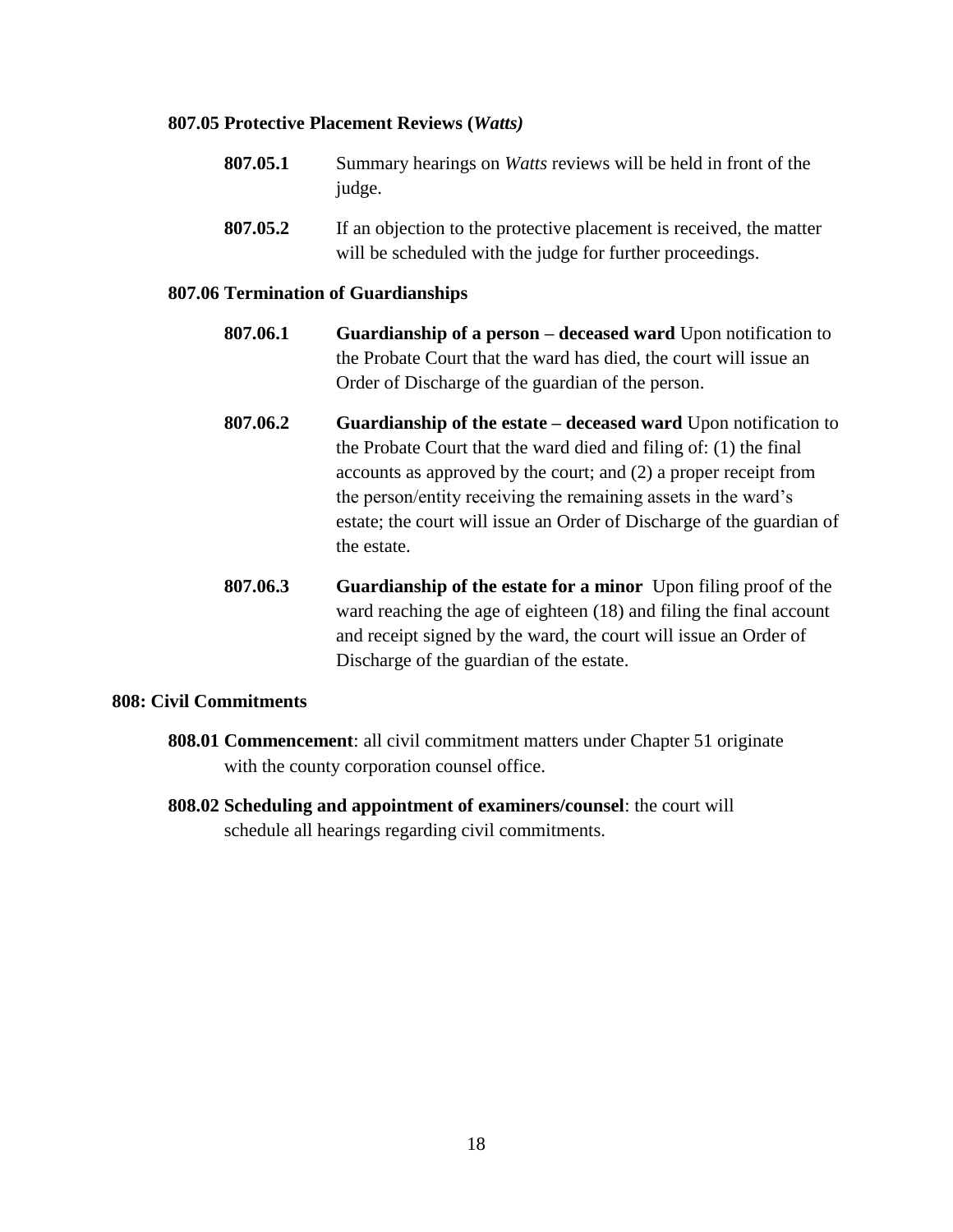### 807.05 Protective Placement Reviews (*Watts)*

**807.05.1** Summary hearings on *Watts* reviews will be held in front of the judge.

**807.05.2** If an objection to the protective placement is received, the matter will be scheduled with the judge for further proceedings.

### 807.06 Termination of Guardianships

**807.06.1** **Guardianship of a person – deceased ward** Upon notification to the Probate Court that the ward has died, the court will issue an Order of Discharge of the guardian of the person.

**807.06.2** **Guardianship of the estate – deceased ward** Upon notification to the Probate Court that the ward died and filing of: (1) the final accounts as approved by the court; and (2) a proper receipt from the person/entity receiving the remaining assets in the ward's estate; the court will issue an Order of Discharge of the guardian of the estate.

**807.06.3** **Guardianship of the estate for a minor** Upon filing proof of the ward reaching the age of eighteen (18) and filing the final account and receipt signed by the ward, the court will issue an Order of Discharge of the guardian of the estate.

## 808: Civil Commitments

**808.01 Commencement**: all civil commitment matters under Chapter 51 originate with the county corporation counsel office.

**808.02 Scheduling and appointment of examiners/counsel**: the court will schedule all hearings regarding civil commitments.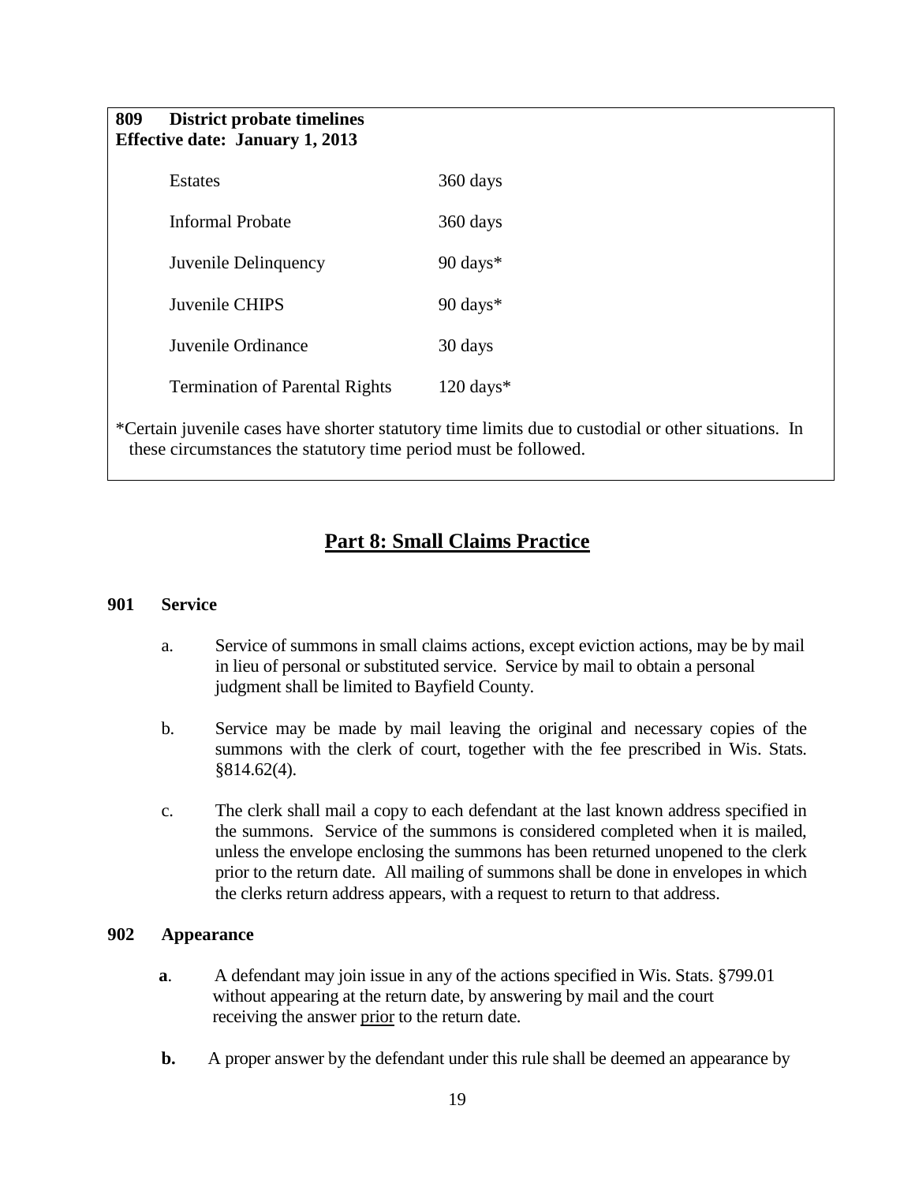**809 District probate timelines**
**Effective date: January 1, 2013**

| | |
|---|---|
| Estates | 360 days |
| Informal Probate | 360 days |
| Juvenile Delinquency | 90 days* |
| Juvenile CHIPS | 90 days* |
| Juvenile Ordinance | 30 days |
| Termination of Parental Rights | 120 days* |

*Certain juvenile cases have shorter statutory time limits due to custodial or other situations. In these circumstances the statutory time period must be followed.

## Part 8: Small Claims Practice

### 901 Service

a. Service of summons in small claims actions, except eviction actions, may be by mail in lieu of personal or substituted service. Service by mail to obtain a personal judgment shall be limited to Bayfield County.

b. Service may be made by mail leaving the original and necessary copies of the summons with the clerk of court, together with the fee prescribed in Wis. Stats. §814.62(4).

c. The clerk shall mail a copy to each defendant at the last known address specified in the summons. Service of the summons is considered completed when it is mailed, unless the envelope enclosing the summons has been returned unopened to the clerk prior to the return date. All mailing of summons shall be done in envelopes in which the clerks return address appears, with a request to return to that address.

### 902 Appearance

**a**. A defendant may join issue in any of the actions specified in Wis. Stats. §799.01 without appearing at the return date, by answering by mail and the court receiving the answer prior to the return date.

**b.** A proper answer by the defendant under this rule shall be deemed an appearance by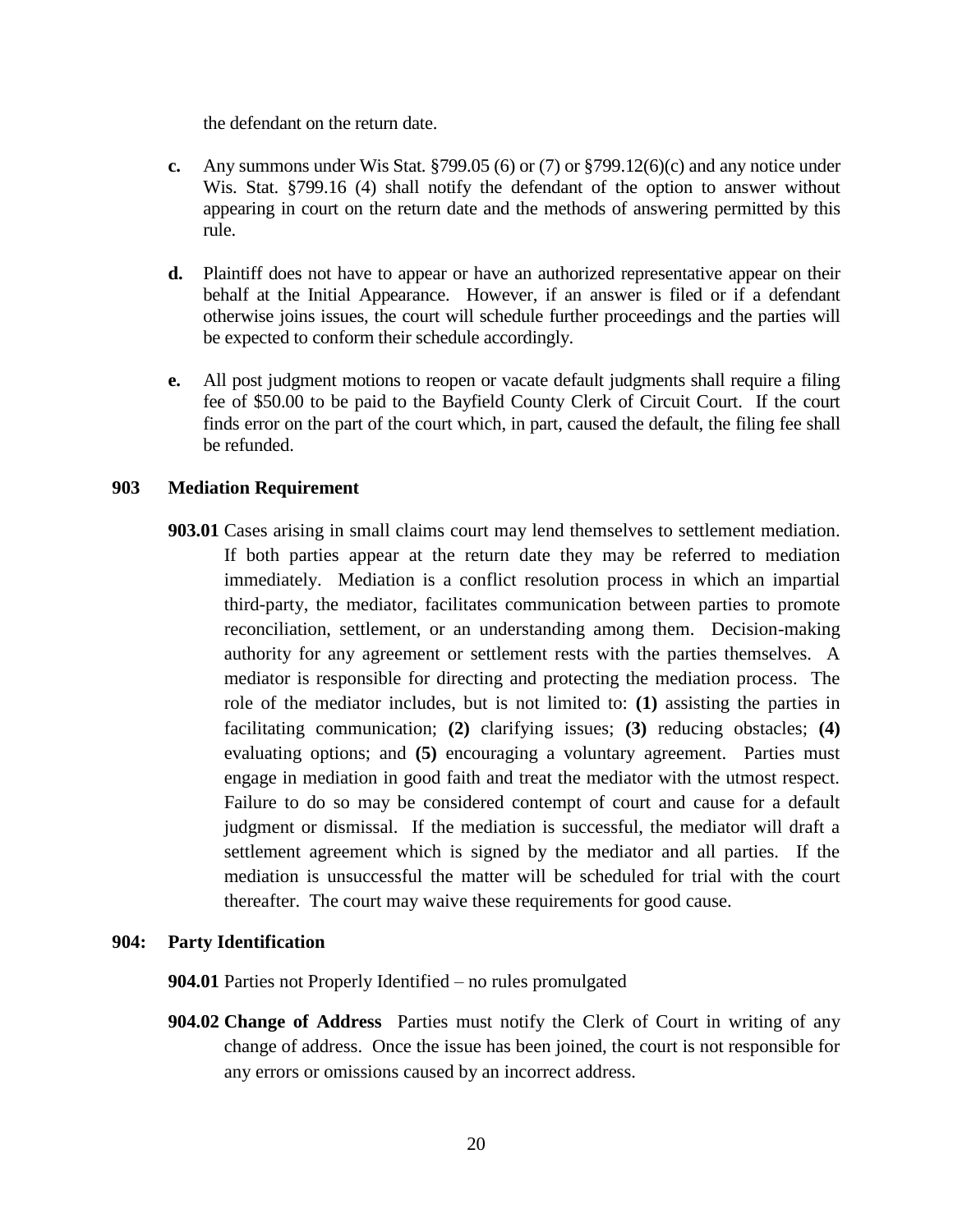the defendant on the return date.

**c.** Any summons under Wis Stat. §799.05 (6) or (7) or §799.12(6)(c) and any notice under Wis. Stat. §799.16 (4) shall notify the defendant of the option to answer without appearing in court on the return date and the methods of answering permitted by this rule.

**d.** Plaintiff does not have to appear or have an authorized representative appear on their behalf at the Initial Appearance. However, if an answer is filed or if a defendant otherwise joins issues, the court will schedule further proceedings and the parties will be expected to conform their schedule accordingly.

**e.** All post judgment motions to reopen or vacate default judgments shall require a filing fee of $50.00 to be paid to the Bayfield County Clerk of Circuit Court. If the court finds error on the part of the court which, in part, caused the default, the filing fee shall be refunded.

**903 Mediation Requirement**

**903.01** Cases arising in small claims court may lend themselves to settlement mediation. If both parties appear at the return date they may be referred to mediation immediately. Mediation is a conflict resolution process in which an impartial third-party, the mediator, facilitates communication between parties to promote reconciliation, settlement, or an understanding among them. Decision-making authority for any agreement or settlement rests with the parties themselves. A mediator is responsible for directing and protecting the mediation process. The role of the mediator includes, but is not limited to: **(1)** assisting the parties in facilitating communication; **(2)** clarifying issues; **(3)** reducing obstacles; **(4)** evaluating options; and **(5)** encouraging a voluntary agreement. Parties must engage in mediation in good faith and treat the mediator with the utmost respect. Failure to do so may be considered contempt of court and cause for a default judgment or dismissal. If the mediation is successful, the mediator will draft a settlement agreement which is signed by the mediator and all parties. If the mediation is unsuccessful the matter will be scheduled for trial with the court thereafter. The court may waive these requirements for good cause.

**904: Party Identification**

**904.01** Parties not Properly Identified – no rules promulgated

**904.02 Change of Address** Parties must notify the Clerk of Court in writing of any change of address. Once the issue has been joined, the court is not responsible for any errors or omissions caused by an incorrect address.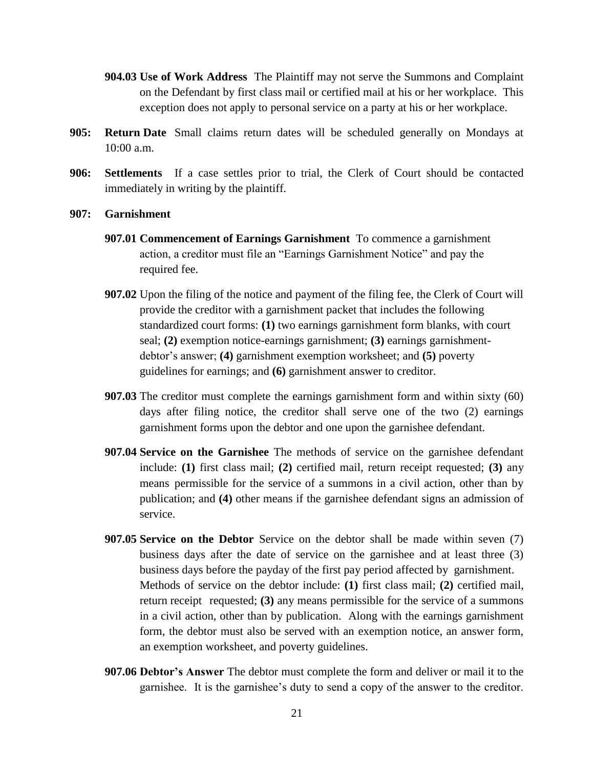**904.03 Use of Work Address** The Plaintiff may not serve the Summons and Complaint on the Defendant by first class mail or certified mail at his or her workplace. This exception does not apply to personal service on a party at his or her workplace.

**905: Return Date** Small claims return dates will be scheduled generally on Mondays at 10:00 a.m.

**906: Settlements** If a case settles prior to trial, the Clerk of Court should be contacted immediately in writing by the plaintiff.

**907: Garnishment**

**907.01 Commencement of Earnings Garnishment** To commence a garnishment action, a creditor must file an "Earnings Garnishment Notice" and pay the required fee.

**907.02** Upon the filing of the notice and payment of the filing fee, the Clerk of Court will provide the creditor with a garnishment packet that includes the following standardized court forms: **(1)** two earnings garnishment form blanks, with court seal; **(2)** exemption notice-earnings garnishment; **(3)** earnings garnishment-debtor's answer; **(4)** garnishment exemption worksheet; and **(5)** poverty guidelines for earnings; and **(6)** garnishment answer to creditor.

**907.03** The creditor must complete the earnings garnishment form and within sixty (60) days after filing notice, the creditor shall serve one of the two (2) earnings garnishment forms upon the debtor and one upon the garnishee defendant.

**907.04 Service on the Garnishee** The methods of service on the garnishee defendant include: **(1)** first class mail; **(2)** certified mail, return receipt requested; **(3)** any means permissible for the service of a summons in a civil action, other than by publication; and **(4)** other means if the garnishee defendant signs an admission of service.

**907.05 Service on the Debtor** Service on the debtor shall be made within seven (7) business days after the date of service on the garnishee and at least three (3) business days before the payday of the first pay period affected by garnishment. Methods of service on the debtor include: **(1)** first class mail; **(2)** certified mail, return receipt requested; **(3)** any means permissible for the service of a summons in a civil action, other than by publication. Along with the earnings garnishment form, the debtor must also be served with an exemption notice, an answer form, an exemption worksheet, and poverty guidelines.

**907.06 Debtor's Answer** The debtor must complete the form and deliver or mail it to the garnishee. It is the garnishee's duty to send a copy of the answer to the creditor.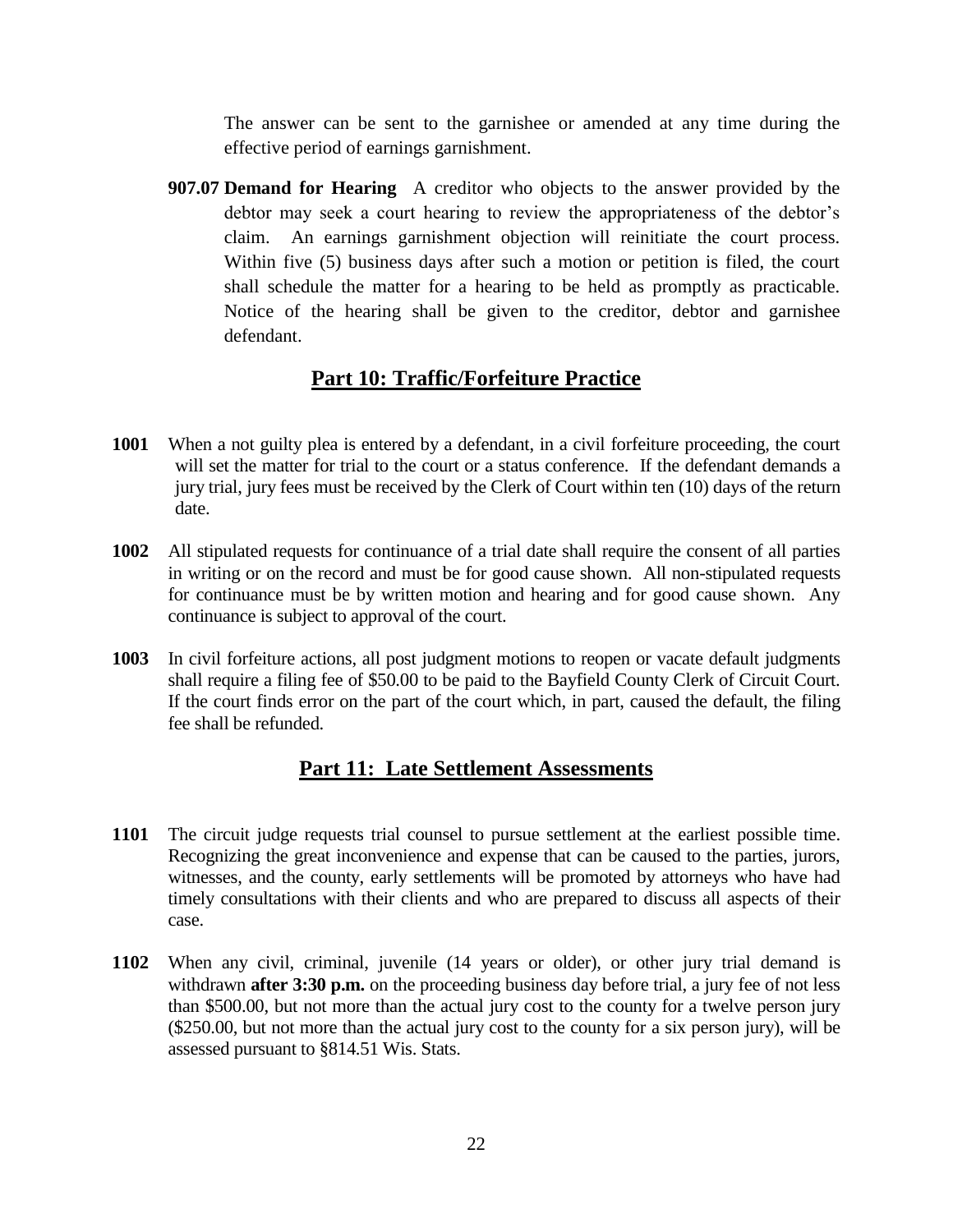The answer can be sent to the garnishee or amended at any time during the effective period of earnings garnishment.

**907.07 Demand for Hearing** A creditor who objects to the answer provided by the debtor may seek a court hearing to review the appropriateness of the debtor's claim. An earnings garnishment objection will reinitiate the court process. Within five (5) business days after such a motion or petition is filed, the court shall schedule the matter for a hearing to be held as promptly as practicable. Notice of the hearing shall be given to the creditor, debtor and garnishee defendant.

## Part 10: Traffic/Forfeiture Practice

**1001** When a not guilty plea is entered by a defendant, in a civil forfeiture proceeding, the court will set the matter for trial to the court or a status conference. If the defendant demands a jury trial, jury fees must be received by the Clerk of Court within ten (10) days of the return date.

**1002** All stipulated requests for continuance of a trial date shall require the consent of all parties in writing or on the record and must be for good cause shown. All non-stipulated requests for continuance must be by written motion and hearing and for good cause shown. Any continuance is subject to approval of the court.

**1003** In civil forfeiture actions, all post judgment motions to reopen or vacate default judgments shall require a filing fee of $50.00 to be paid to the Bayfield County Clerk of Circuit Court. If the court finds error on the part of the court which, in part, caused the default, the filing fee shall be refunded.

## Part 11: Late Settlement Assessments

**1101** The circuit judge requests trial counsel to pursue settlement at the earliest possible time. Recognizing the great inconvenience and expense that can be caused to the parties, jurors, witnesses, and the county, early settlements will be promoted by attorneys who have had timely consultations with their clients and who are prepared to discuss all aspects of their case.

**1102** When any civil, criminal, juvenile (14 years or older), or other jury trial demand is withdrawn **after 3:30 p.m.** on the proceeding business day before trial, a jury fee of not less than $500.00, but not more than the actual jury cost to the county for a twelve person jury ($250.00, but not more than the actual jury cost to the county for a six person jury), will be assessed pursuant to §814.51 Wis. Stats.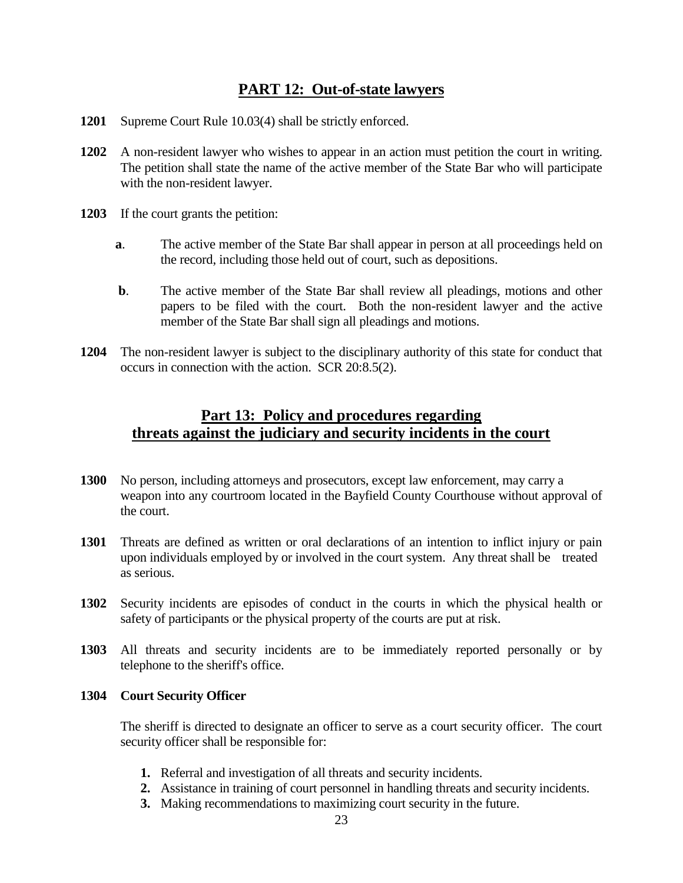## PART 12: Out-of-state lawyers

**1201** Supreme Court Rule 10.03(4) shall be strictly enforced.

**1202** A non-resident lawyer who wishes to appear in an action must petition the court in writing. The petition shall state the name of the active member of the State Bar who will participate with the non-resident lawyer.

**1203** If the court grants the petition:

**a**. The active member of the State Bar shall appear in person at all proceedings held on the record, including those held out of court, such as depositions.

**b**. The active member of the State Bar shall review all pleadings, motions and other papers to be filed with the court. Both the non-resident lawyer and the active member of the State Bar shall sign all pleadings and motions.

**1204** The non-resident lawyer is subject to the disciplinary authority of this state for conduct that occurs in connection with the action. SCR 20:8.5(2).

## Part 13: Policy and procedures regarding threats against the judiciary and security incidents in the court

**1300** No person, including attorneys and prosecutors, except law enforcement, may carry a weapon into any courtroom located in the Bayfield County Courthouse without approval of the court.

**1301** Threats are defined as written or oral declarations of an intention to inflict injury or pain upon individuals employed by or involved in the court system. Any threat shall be treated as serious.

**1302** Security incidents are episodes of conduct in the courts in which the physical health or safety of participants or the physical property of the courts are put at risk.

**1303** All threats and security incidents are to be immediately reported personally or by telephone to the sheriff's office.

**1304 Court Security Officer**

The sheriff is directed to designate an officer to serve as a court security officer. The court security officer shall be responsible for:

1. Referral and investigation of all threats and security incidents.
2. Assistance in training of court personnel in handling threats and security incidents.
3. Making recommendations to maximizing court security in the future.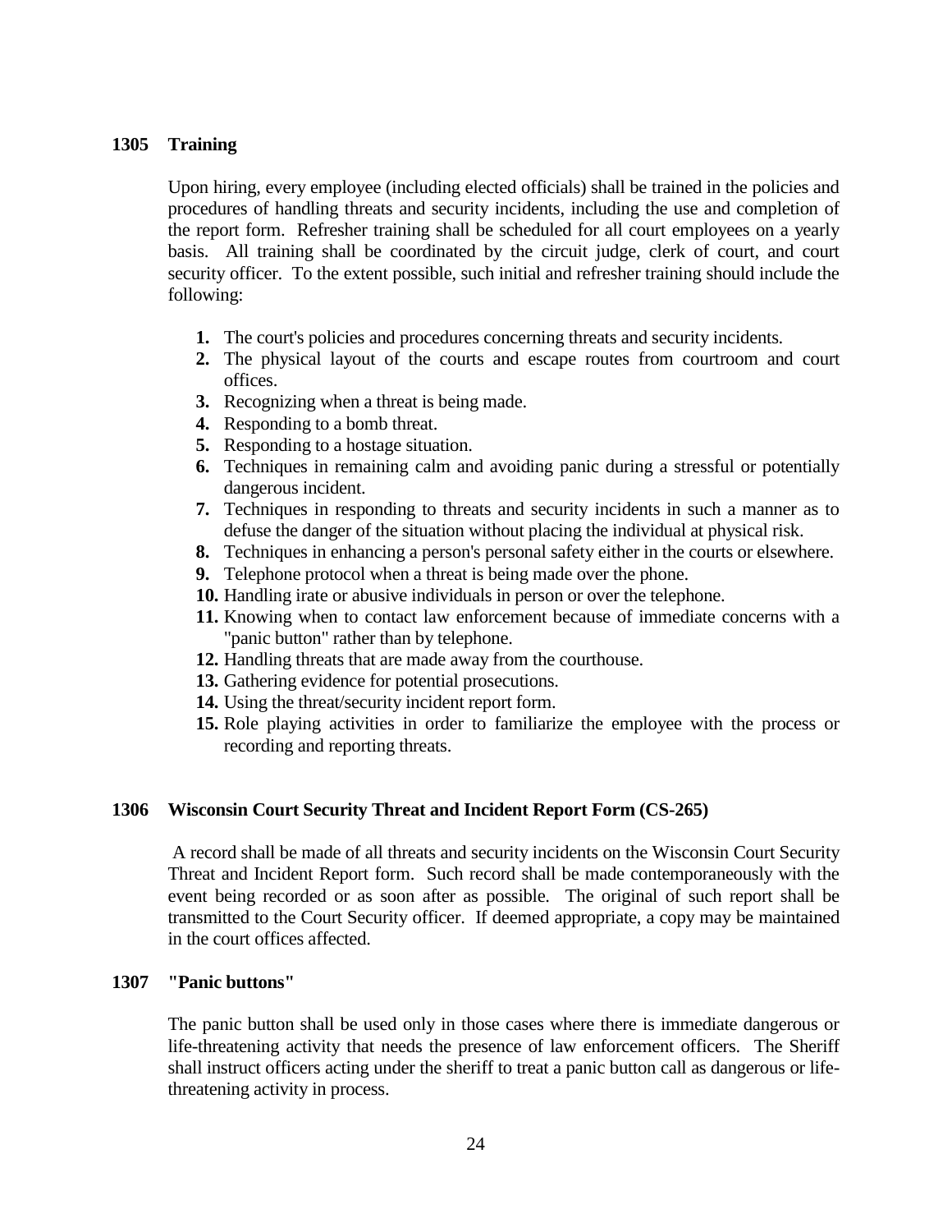## 1305 Training

Upon hiring, every employee (including elected officials) shall be trained in the policies and procedures of handling threats and security incidents, including the use and completion of the report form. Refresher training shall be scheduled for all court employees on a yearly basis. All training shall be coordinated by the circuit judge, clerk of court, and court security officer. To the extent possible, such initial and refresher training should include the following:

1. The court's policies and procedures concerning threats and security incidents.
2. The physical layout of the courts and escape routes from courtroom and court offices.
3. Recognizing when a threat is being made.
4. Responding to a bomb threat.
5. Responding to a hostage situation.
6. Techniques in remaining calm and avoiding panic during a stressful or potentially dangerous incident.
7. Techniques in responding to threats and security incidents in such a manner as to defuse the danger of the situation without placing the individual at physical risk.
8. Techniques in enhancing a person's personal safety either in the courts or elsewhere.
9. Telephone protocol when a threat is being made over the phone.
10. Handling irate or abusive individuals in person or over the telephone.
11. Knowing when to contact law enforcement because of immediate concerns with a "panic button" rather than by telephone.
12. Handling threats that are made away from the courthouse.
13. Gathering evidence for potential prosecutions.
14. Using the threat/security incident report form.
15. Role playing activities in order to familiarize the employee with the process or recording and reporting threats.

## 1306 Wisconsin Court Security Threat and Incident Report Form (CS-265)

A record shall be made of all threats and security incidents on the Wisconsin Court Security Threat and Incident Report form. Such record shall be made contemporaneously with the event being recorded or as soon after as possible. The original of such report shall be transmitted to the Court Security officer. If deemed appropriate, a copy may be maintained in the court offices affected.

## 1307 "Panic buttons"

The panic button shall be used only in those cases where there is immediate dangerous or life-threatening activity that needs the presence of law enforcement officers. The Sheriff shall instruct officers acting under the sheriff to treat a panic button call as dangerous or life-threatening activity in process.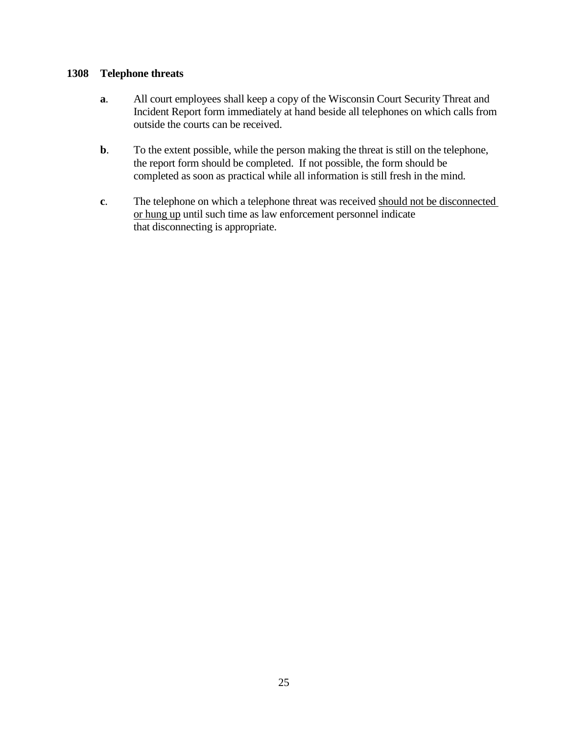**1308 Telephone threats**

**a**. All court employees shall keep a copy of the Wisconsin Court Security Threat and Incident Report form immediately at hand beside all telephones on which calls from outside the courts can be received.

**b**. To the extent possible, while the person making the threat is still on the telephone, the report form should be completed. If not possible, the form should be completed as soon as practical while all information is still fresh in the mind.

**c**. The telephone on which a telephone threat was received <u>should not be disconnected or hung up</u> until such time as law enforcement personnel indicate that disconnecting is appropriate.